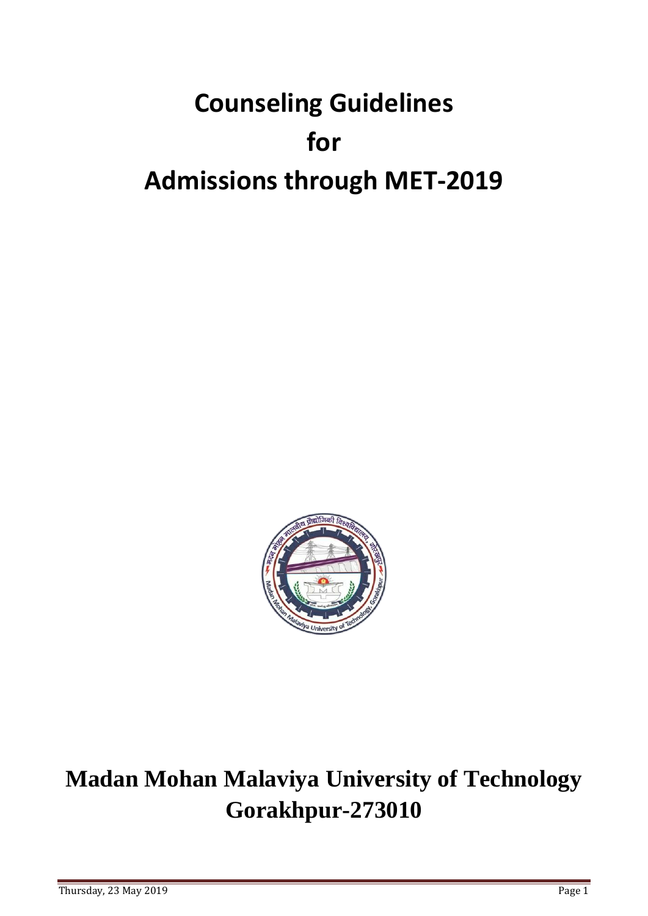# Counseling Guidelines for Admissions through MET-2019

## Madan Mohan Malaviya University of Technology Gorakhpur-273010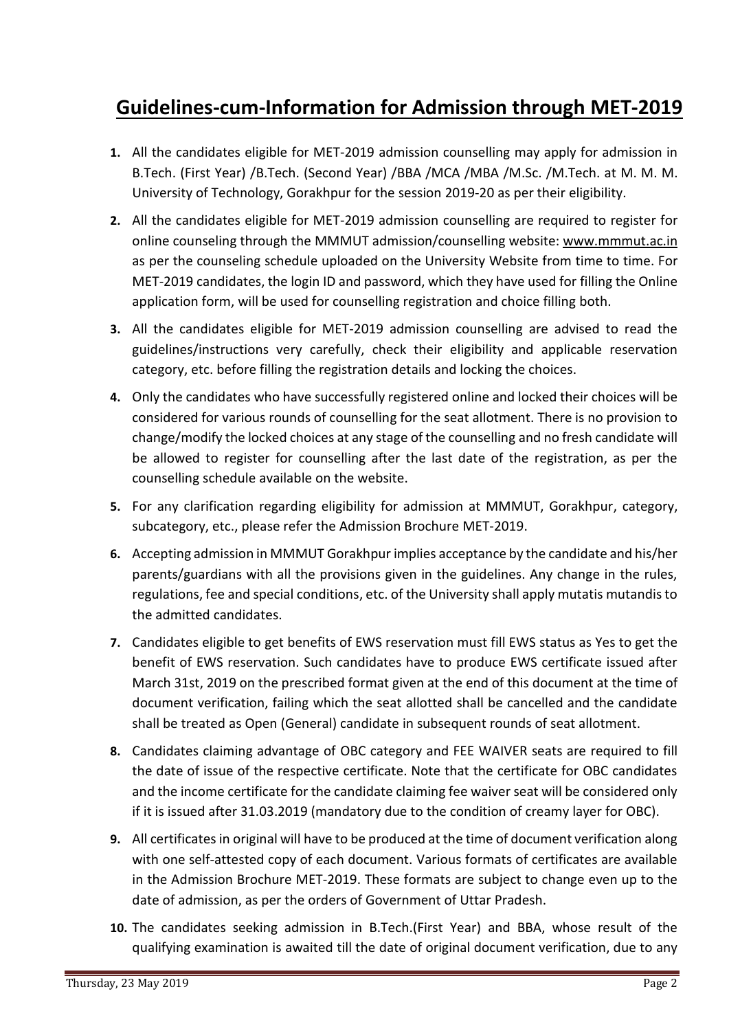# Guidelines-cum-Information for Admission through MET-2019

1. All the candidates eligible for MET-2019 admission counselling may apply for admission in B.Tech. (First Year) /B.Tech. (Second Year) /BBA /MCA /MBA /M.Sc. /M.Tech. at M. M. M. University of Technology, Gorakhpur for the session 2019-20 as per their eligibility.

2. All the candidates eligible for MET-2019 admission counselling are required to register for online counseling through the MMMUT admission/counselling website: www.mmmut.ac.in as per the counseling schedule uploaded on the University Website from time to time. For MET-2019 candidates, the login ID and password, which they have used for filling the Online application form, will be used for counselling registration and choice filling both.

3. All the candidates eligible for MET-2019 admission counselling are advised to read the guidelines/instructions very carefully, check their eligibility and applicable reservation category, etc. before filling the registration details and locking the choices.

4. Only the candidates who have successfully registered online and locked their choices will be considered for various rounds of counselling for the seat allotment. There is no provision to change/modify the locked choices at any stage of the counselling and no fresh candidate will be allowed to register for counselling after the last date of the registration, as per the counselling schedule available on the website.

5. For any clarification regarding eligibility for admission at MMMUT, Gorakhpur, category, subcategory, etc., please refer the Admission Brochure MET-2019.

6. Accepting admission in MMMUT Gorakhpur implies acceptance by the candidate and his/her parents/guardians with all the provisions given in the guidelines. Any change in the rules, regulations, fee and special conditions, etc. of the University shall apply mutatis mutandis to the admitted candidates.

7. Candidates eligible to get benefits of EWS reservation must fill EWS status as Yes to get the benefit of EWS reservation. Such candidates have to produce EWS certificate issued after March 31st, 2019 on the prescribed format given at the end of this document at the time of document verification, failing which the seat allotted shall be cancelled and the candidate shall be treated as Open (General) candidate in subsequent rounds of seat allotment.

8. Candidates claiming advantage of OBC category and FEE WAIVER seats are required to fill the date of issue of the respective certificate. Note that the certificate for OBC candidates and the income certificate for the candidate claiming fee waiver seat will be considered only if it is issued after 31.03.2019 (mandatory due to the condition of creamy layer for OBC).

9. All certificates in original will have to be produced at the time of document verification along with one self-attested copy of each document. Various formats of certificates are available in the Admission Brochure MET-2019. These formats are subject to change even up to the date of admission, as per the orders of Government of Uttar Pradesh.

10. The candidates seeking admission in B.Tech.(First Year) and BBA, whose result of the qualifying examination is awaited till the date of original document verification, due to any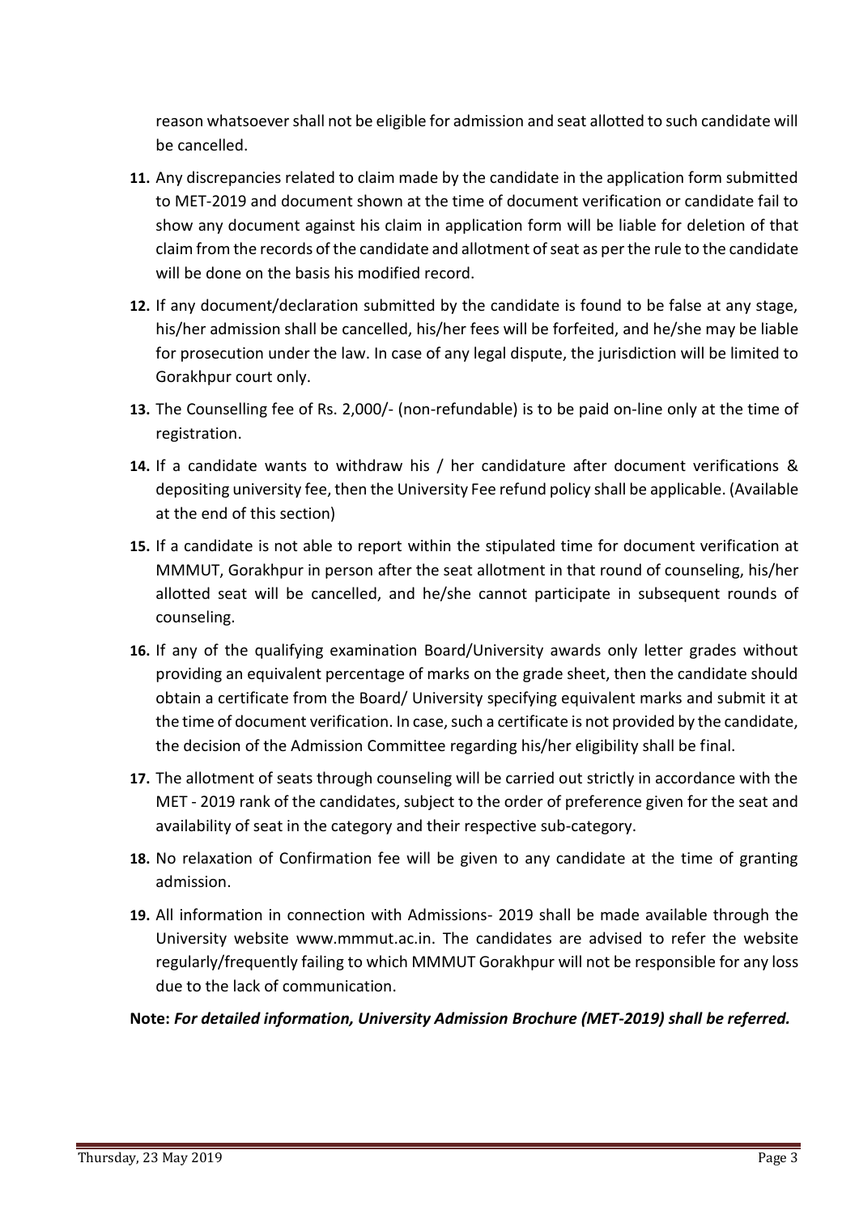reason whatsoever shall not be eligible for admission and seat allotted to such candidate will be cancelled.

11. Any discrepancies related to claim made by the candidate in the application form submitted to MET-2019 and document shown at the time of document verification or candidate fail to show any document against his claim in application form will be liable for deletion of that claim from the records of the candidate and allotment of seat as per the rule to the candidate will be done on the basis his modified record.

12. If any document/declaration submitted by the candidate is found to be false at any stage, his/her admission shall be cancelled, his/her fees will be forfeited, and he/she may be liable for prosecution under the law. In case of any legal dispute, the jurisdiction will be limited to Gorakhpur court only.

13. The Counselling fee of Rs. 2,000/- (non-refundable) is to be paid on-line only at the time of registration.

14. If a candidate wants to withdraw his / her candidature after document verifications & depositing university fee, then the University Fee refund policy shall be applicable. (Available at the end of this section)

15. If a candidate is not able to report within the stipulated time for document verification at MMMUT, Gorakhpur in person after the seat allotment in that round of counseling, his/her allotted seat will be cancelled, and he/she cannot participate in subsequent rounds of counseling.

16. If any of the qualifying examination Board/University awards only letter grades without providing an equivalent percentage of marks on the grade sheet, then the candidate should obtain a certificate from the Board/ University specifying equivalent marks and submit it at the time of document verification. In case, such a certificate is not provided by the candidate, the decision of the Admission Committee regarding his/her eligibility shall be final.

17. The allotment of seats through counseling will be carried out strictly in accordance with the MET - 2019 rank of the candidates, subject to the order of preference given for the seat and availability of seat in the category and their respective sub-category.

18. No relaxation of Confirmation fee will be given to any candidate at the time of granting admission.

19. All information in connection with Admissions- 2019 shall be made available through the University website www.mmmut.ac.in. The candidates are advised to refer the website regularly/frequently failing to which MMMUT Gorakhpur will not be responsible for any loss due to the lack of communication.

**Note:** ***For detailed information, University Admission Brochure (MET-2019) shall be referred.***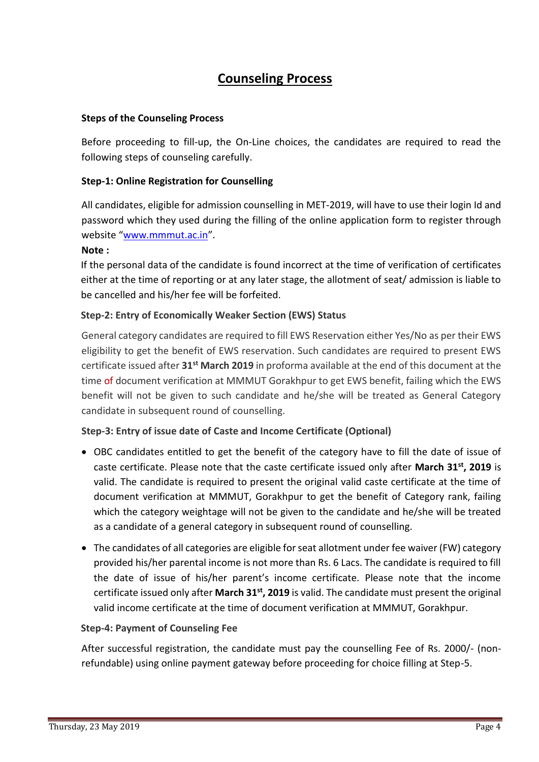# Counseling Process

**Steps of the Counseling Process**

Before proceeding to fill-up, the On-Line choices, the candidates are required to read the following steps of counseling carefully.

**Step-1: Online Registration for Counselling**

All candidates, eligible for admission counselling in MET-2019, will have to use their login Id and password which they used during the filling of the online application form to register through website "www.mmmut.ac.in".

**Note :**

If the personal data of the candidate is found incorrect at the time of verification of certificates either at the time of reporting or at any later stage, the allotment of seat/ admission is liable to be cancelled and his/her fee will be forfeited.

**Step-2: Entry of Economically Weaker Section (EWS) Status**

General category candidates are required to fill EWS Reservation either Yes/No as per their EWS eligibility to get the benefit of EWS reservation. Such candidates are required to present EWS certificate issued after **31st March 2019** in proforma available at the end of this document at the time of document verification at MMMUT Gorakhpur to get EWS benefit, failing which the EWS benefit will not be given to such candidate and he/she will be treated as General Category candidate in subsequent round of counselling.

**Step-3: Entry of issue date of Caste and Income Certificate (Optional)**

- OBC candidates entitled to get the benefit of the category have to fill the date of issue of caste certificate. Please note that the caste certificate issued only after **March 31st, 2019** is valid. The candidate is required to present the original valid caste certificate at the time of document verification at MMMUT, Gorakhpur to get the benefit of Category rank, failing which the category weightage will not be given to the candidate and he/she will be treated as a candidate of a general category in subsequent round of counselling.
- The candidates of all categories are eligible for seat allotment under fee waiver (FW) category provided his/her parental income is not more than Rs. 6 Lacs. The candidate is required to fill the date of issue of his/her parent's income certificate. Please note that the income certificate issued only after **March 31st, 2019** is valid. The candidate must present the original valid income certificate at the time of document verification at MMMUT, Gorakhpur.

**Step-4: Payment of Counseling Fee**

After successful registration, the candidate must pay the counselling Fee of Rs. 2000/- (non-refundable) using online payment gateway before proceeding for choice filling at Step-5.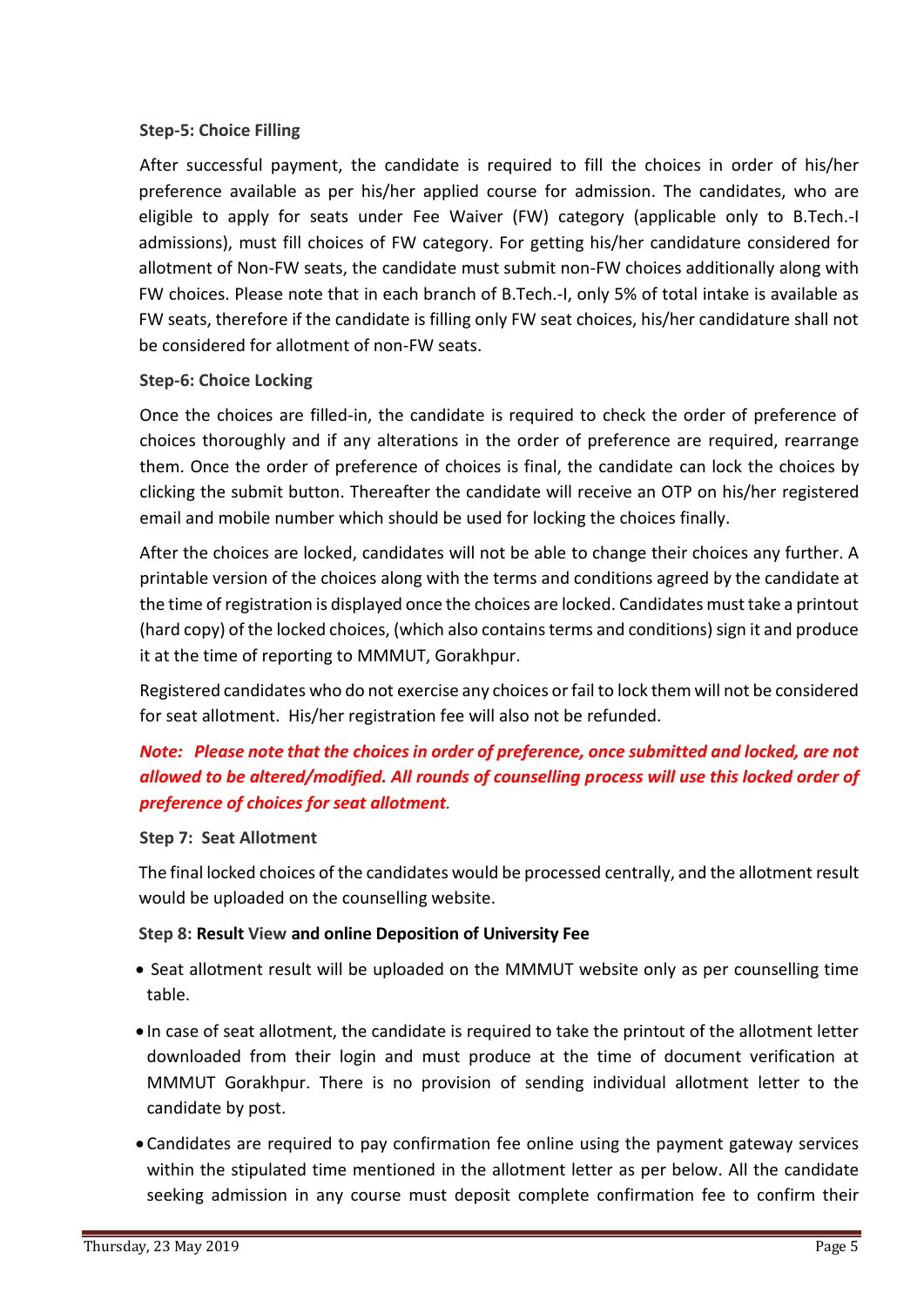**Step-5: Choice Filling**

After successful payment, the candidate is required to fill the choices in order of his/her preference available as per his/her applied course for admission. The candidates, who are eligible to apply for seats under Fee Waiver (FW) category (applicable only to B.Tech.-I admissions), must fill choices of FW category. For getting his/her candidature considered for allotment of Non-FW seats, the candidate must submit non-FW choices additionally along with FW choices. Please note that in each branch of B.Tech.-I, only 5% of total intake is available as FW seats, therefore if the candidate is filling only FW seat choices, his/her candidature shall not be considered for allotment of non-FW seats.

**Step-6: Choice Locking**

Once the choices are filled-in, the candidate is required to check the order of preference of choices thoroughly and if any alterations in the order of preference are required, rearrange them. Once the order of preference of choices is final, the candidate can lock the choices by clicking the submit button. Thereafter the candidate will receive an OTP on his/her registered email and mobile number which should be used for locking the choices finally.

After the choices are locked, candidates will not be able to change their choices any further. A printable version of the choices along with the terms and conditions agreed by the candidate at the time of registration is displayed once the choices are locked. Candidates must take a printout (hard copy) of the locked choices, (which also contains terms and conditions) sign it and produce it at the time of reporting to MMMUT, Gorakhpur.

Registered candidates who do not exercise any choices or fail to lock them will not be considered for seat allotment. His/her registration fee will also not be refunded.

***Note: Please note that the choices in order of preference, once submitted and locked, are not allowed to be altered/modified. All rounds of counselling process will use this locked order of preference of choices for seat allotment.***

**Step 7: Seat Allotment**

The final locked choices of the candidates would be processed centrally, and the allotment result would be uploaded on the counselling website.

**Step 8: Result View and online Deposition of University Fee**

- Seat allotment result will be uploaded on the MMMUT website only as per counselling time table.
- In case of seat allotment, the candidate is required to take the printout of the allotment letter downloaded from their login and must produce at the time of document verification at MMMUT Gorakhpur. There is no provision of sending individual allotment letter to the candidate by post.
- Candidates are required to pay confirmation fee online using the payment gateway services within the stipulated time mentioned in the allotment letter as per below. All the candidate seeking admission in any course must deposit complete confirmation fee to confirm their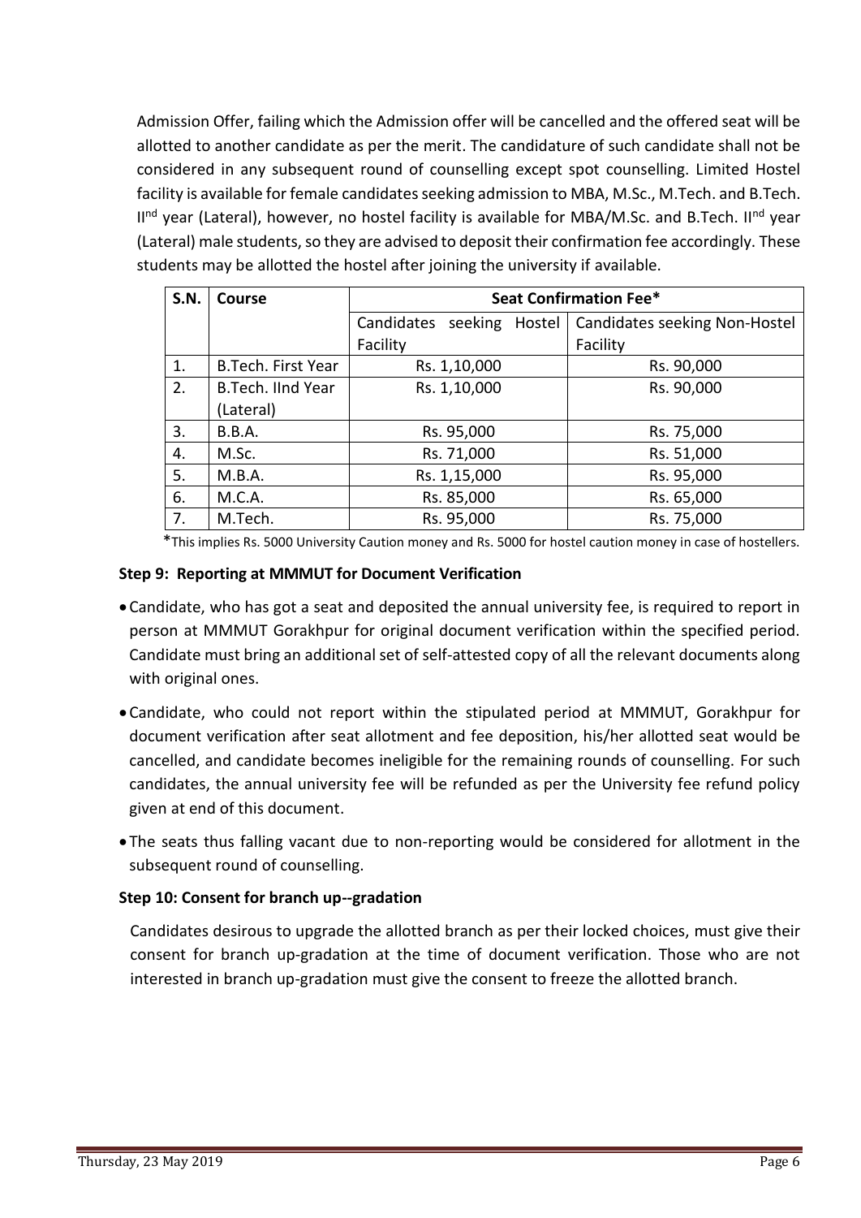Admission Offer, failing which the Admission offer will be cancelled and the offered seat will be allotted to another candidate as per the merit. The candidature of such candidate shall not be considered in any subsequent round of counselling except spot counselling. Limited Hostel facility is available for female candidates seeking admission to MBA, M.Sc., M.Tech. and B.Tech. II[nd] year (Lateral), however, no hostel facility is available for MBA/M.Sc. and B.Tech. II[nd] year (Lateral) male students, so they are advised to deposit their confirmation fee accordingly. These students may be allotted the hostel after joining the university if available.

| S.N. | Course | Seat Confirmation Fee* | |
|---|---|---|---|
| | | Candidates seeking Hostel Facility | Candidates seeking Non-Hostel Facility |
| 1. | B.Tech. First Year | Rs. 1,10,000 | Rs. 90,000 |
| 2. | B.Tech. IInd Year (Lateral) | Rs. 1,10,000 | Rs. 90,000 |
| 3. | B.B.A. | Rs. 95,000 | Rs. 75,000 |
| 4. | M.Sc. | Rs. 71,000 | Rs. 51,000 |
| 5. | M.B.A. | Rs. 1,15,000 | Rs. 95,000 |
| 6. | M.C.A. | Rs. 85,000 | Rs. 65,000 |
| 7. | M.Tech. | Rs. 95,000 | Rs. 75,000 |

*This implies Rs. 5000 University Caution money and Rs. 5000 for hostel caution money in case of hostellers.

**Step 9: Reporting at MMMUT for Document Verification**

- Candidate, who has got a seat and deposited the annual university fee, is required to report in person at MMMUT Gorakhpur for original document verification within the specified period. Candidate must bring an additional set of self-attested copy of all the relevant documents along with original ones.
- Candidate, who could not report within the stipulated period at MMMUT, Gorakhpur for document verification after seat allotment and fee deposition, his/her allotted seat would be cancelled, and candidate becomes ineligible for the remaining rounds of counselling. For such candidates, the annual university fee will be refunded as per the University fee refund policy given at end of this document.
- The seats thus falling vacant due to non-reporting would be considered for allotment in the subsequent round of counselling.

**Step 10: Consent for branch up--gradation**

Candidates desirous to upgrade the allotted branch as per their locked choices, must give their consent for branch up-gradation at the time of document verification. Those who are not interested in branch up-gradation must give the consent to freeze the allotted branch.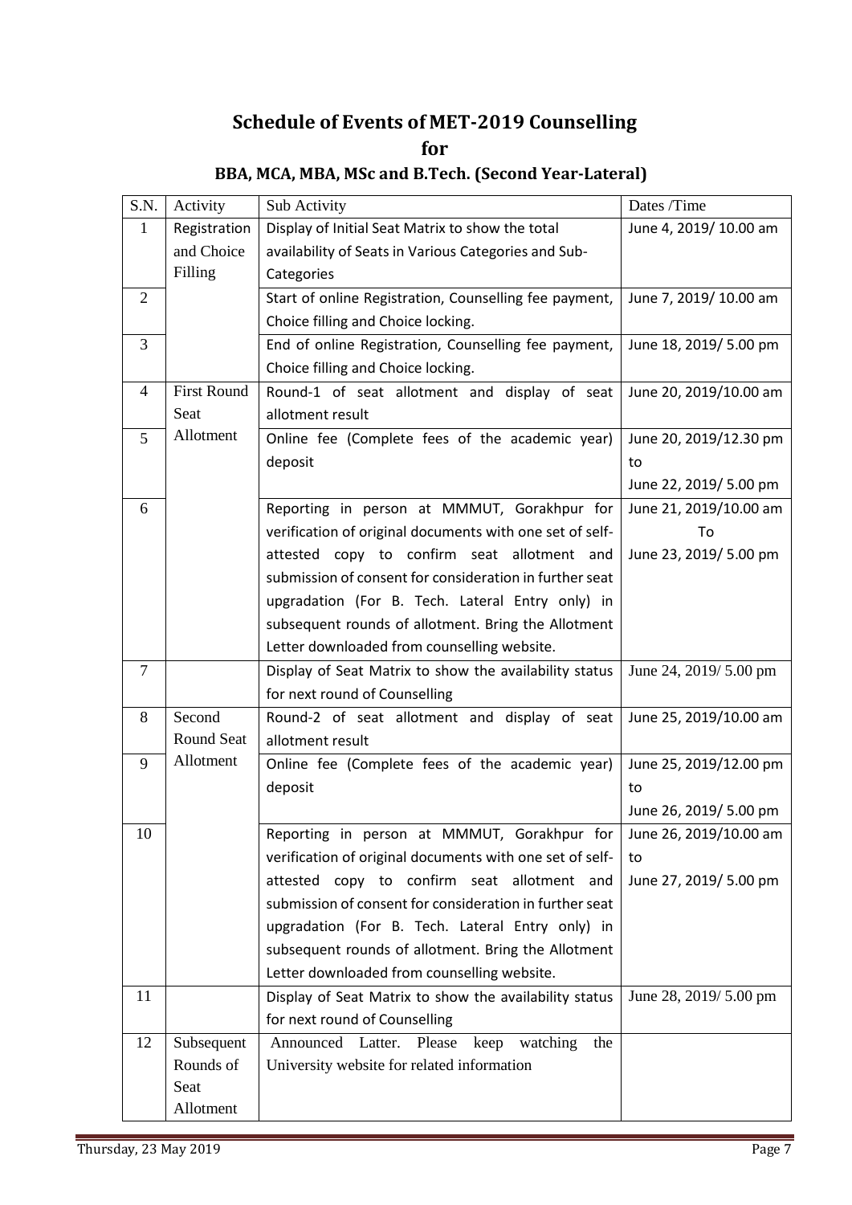# Schedule of Events of MET-2019 Counselling

## for

### BBA, MCA, MBA, MSc and B.Tech. (Second Year-Lateral)

| S.N. | Activity | Sub Activity | Dates /Time |
|---|---|---|---|
| 1 | Registration and Choice Filling | Display of Initial Seat Matrix to show the total availability of Seats in Various Categories and Sub-Categories | June 4, 2019/ 10.00 am |
| 2 | | Start of online Registration, Counselling fee payment, Choice filling and Choice locking. | June 7, 2019/ 10.00 am |
| 3 | | End of online Registration, Counselling fee payment, Choice filling and Choice locking. | June 18, 2019/ 5.00 pm |
| 4 | First Round Seat Allotment | Round-1 of seat allotment and display of seat allotment result | June 20, 2019/10.00 am |
| 5 | | Online fee (Complete fees of the academic year) deposit | June 20, 2019/12.30 pm to June 22, 2019/ 5.00 pm |
| 6 | | Reporting in person at MMMUT, Gorakhpur for verification of original documents with one set of self-attested copy to confirm seat allotment and submission of consent for consideration in further seat upgradation (For B. Tech. Lateral Entry only) in subsequent rounds of allotment. Bring the Allotment Letter downloaded from counselling website. | June 21, 2019/10.00 am To June 23, 2019/ 5.00 pm |
| 7 | | Display of Seat Matrix to show the availability status for next round of Counselling | June 24, 2019/ 5.00 pm |
| 8 | Second Round Seat Allotment | Round-2 of seat allotment and display of seat allotment result | June 25, 2019/10.00 am |
| 9 | | Online fee (Complete fees of the academic year) deposit | June 25, 2019/12.00 pm to June 26, 2019/ 5.00 pm |
| 10 | | Reporting in person at MMMUT, Gorakhpur for verification of original documents with one set of self-attested copy to confirm seat allotment and submission of consent for consideration in further seat upgradation (For B. Tech. Lateral Entry only) in subsequent rounds of allotment. Bring the Allotment Letter downloaded from counselling website. | June 26, 2019/10.00 am to June 27, 2019/ 5.00 pm |
| 11 | | Display of Seat Matrix to show the availability status for next round of Counselling | June 28, 2019/ 5.00 pm |
| 12 | Subsequent Rounds of Seat Allotment | Announced Latter. Please keep watching the University website for related information | |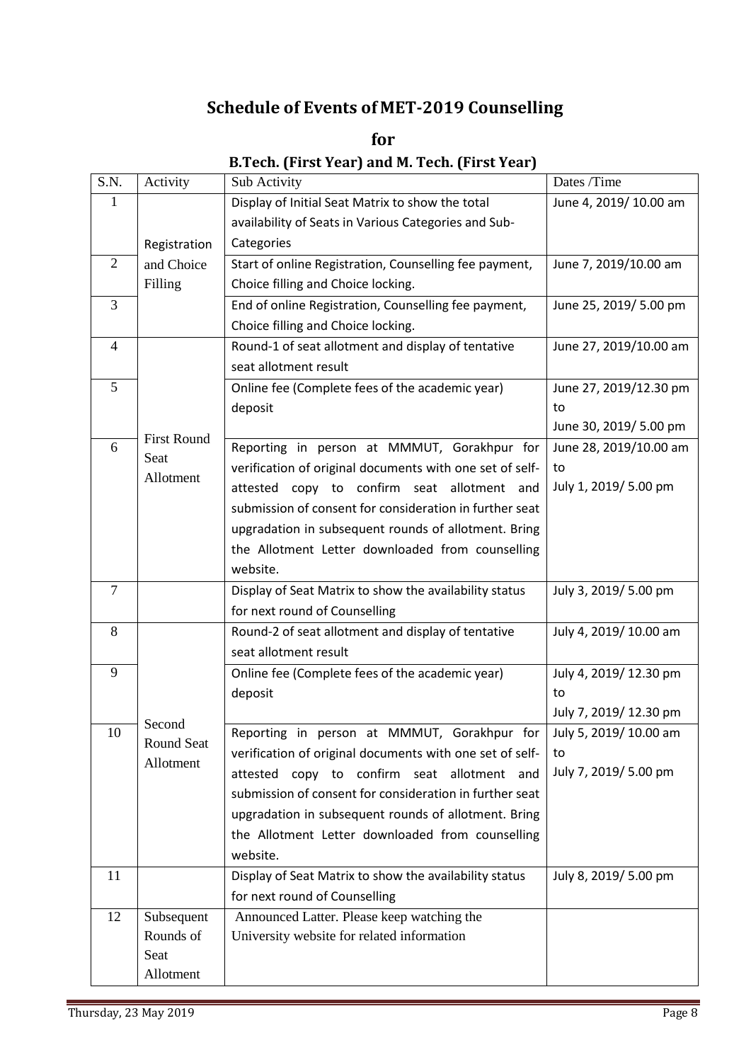# Schedule of Events of MET-2019 Counselling

## for

### B.Tech. (First Year) and M. Tech. (First Year)

| S.N. | Activity | Sub Activity | Dates /Time |
|---|---|---|---|
| 1 | Registration and Choice Filling | Display of Initial Seat Matrix to show the total availability of Seats in Various Categories and Sub-Categories | June 4, 2019/ 10.00 am |
| 2 | | Start of online Registration, Counselling fee payment, Choice filling and Choice locking. | June 7, 2019/10.00 am |
| 3 | | End of online Registration, Counselling fee payment, Choice filling and Choice locking. | June 25, 2019/ 5.00 pm |
| 4 | First Round Seat Allotment | Round-1 of seat allotment and display of tentative seat allotment result | June 27, 2019/10.00 am |
| 5 | | Online fee (Complete fees of the academic year) deposit | June 27, 2019/12.30 pm to June 30, 2019/ 5.00 pm |
| 6 | | Reporting in person at MMMUT, Gorakhpur for verification of original documents with one set of self-attested copy to confirm seat allotment and submission of consent for consideration in further seat upgradation in subsequent rounds of allotment. Bring the Allotment Letter downloaded from counselling website. | June 28, 2019/10.00 am to July 1, 2019/ 5.00 pm |
| 7 | | Display of Seat Matrix to show the availability status for next round of Counselling | July 3, 2019/ 5.00 pm |
| 8 | Second Round Seat Allotment | Round-2 of seat allotment and display of tentative seat allotment result | July 4, 2019/ 10.00 am |
| 9 | | Online fee (Complete fees of the academic year) deposit | July 4, 2019/ 12.30 pm to July 7, 2019/ 12.30 pm |
| 10 | | Reporting in person at MMMUT, Gorakhpur for verification of original documents with one set of self-attested copy to confirm seat allotment and submission of consent for consideration in further seat upgradation in subsequent rounds of allotment. Bring the Allotment Letter downloaded from counselling website. | July 5, 2019/ 10.00 am to July 7, 2019/ 5.00 pm |
| 11 | | Display of Seat Matrix to show the availability status for next round of Counselling | July 8, 2019/ 5.00 pm |
| 12 | Subsequent Rounds of Seat Allotment | Announced Latter. Please keep watching the University website for related information | |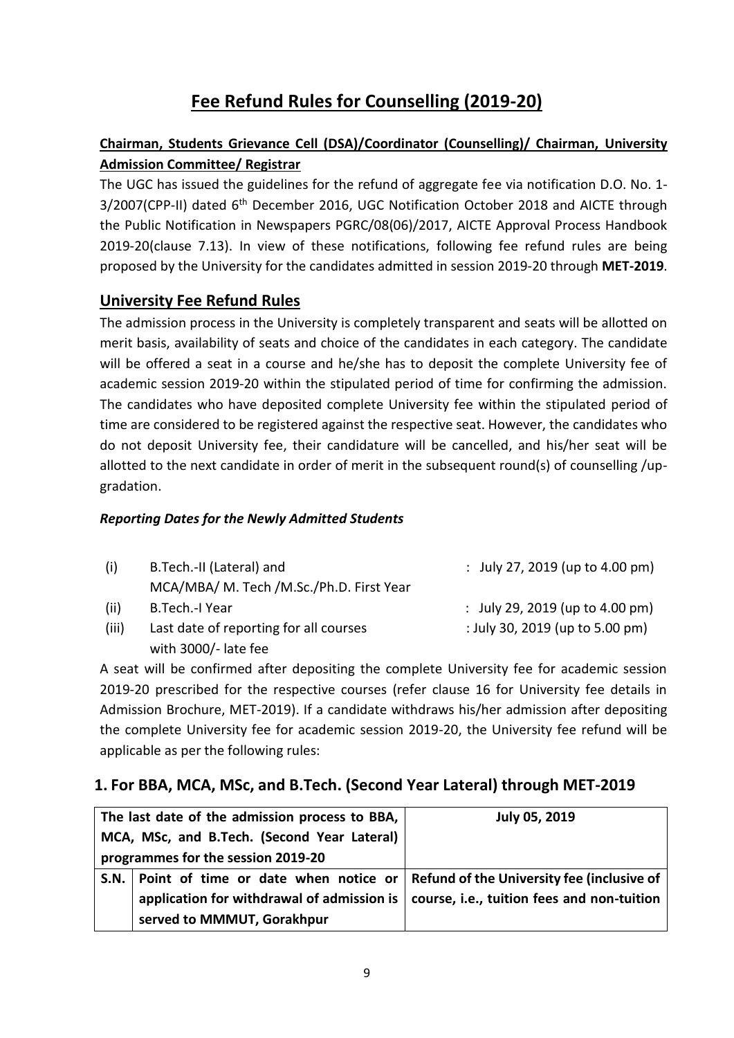# Fee Refund Rules for Counselling (2019-20)

**Chairman, Students Grievance Cell (DSA)/Coordinator (Counselling)/ Chairman, University Admission Committee/ Registrar**

The UGC has issued the guidelines for the refund of aggregate fee via notification D.O. No. 1-3/2007(CPP-II) dated 6th December 2016, UGC Notification October 2018 and AICTE through the Public Notification in Newspapers PGRC/08(06)/2017, AICTE Approval Process Handbook 2019-20(clause 7.13). In view of these notifications, following fee refund rules are being proposed by the University for the candidates admitted in session 2019-20 through **MET-2019**.

## University Fee Refund Rules

The admission process in the University is completely transparent and seats will be allotted on merit basis, availability of seats and choice of the candidates in each category. The candidate will be offered a seat in a course and he/she has to deposit the complete University fee of academic session 2019-20 within the stipulated period of time for confirming the admission. The candidates who have deposited complete University fee within the stipulated period of time are considered to be registered against the respective seat. However, the candidates who do not deposit University fee, their candidature will be cancelled, and his/her seat will be allotted to the next candidate in order of merit in the subsequent round(s) of counselling /up-gradation.

***Reporting Dates for the Newly Admitted Students***

| | | |
|---|---|---|
| (i) | B.Tech.-II (Lateral) and MCA/MBA/ M. Tech /M.Sc./Ph.D. First Year | : July 27, 2019 (up to 4.00 pm) |
| (ii) | B.Tech.-I Year | : July 29, 2019 (up to 4.00 pm) |
| (iii) | Last date of reporting for all courses with 3000/- late fee | : July 30, 2019 (up to 5.00 pm) |

A seat will be confirmed after depositing the complete University fee for academic session 2019-20 prescribed for the respective courses (refer clause 16 for University fee details in Admission Brochure, MET-2019). If a candidate withdraws his/her admission after depositing the complete University fee for academic session 2019-20, the University fee refund will be applicable as per the following rules:

## 1. For BBA, MCA, MSc, and B.Tech. (Second Year Lateral) through MET-2019

| The last date of the admission process to BBA, MCA, MSc, and B.Tech. (Second Year Lateral) programmes for the session 2019-20 | | **July 05, 2019** |
|---|---|---|
| **S.N.** | **Point of time or date when notice or application for withdrawal of admission is served to MMMUT, Gorakhpur** | **Refund of the University fee (inclusive of course, i.e., tuition fees and non-tuition** |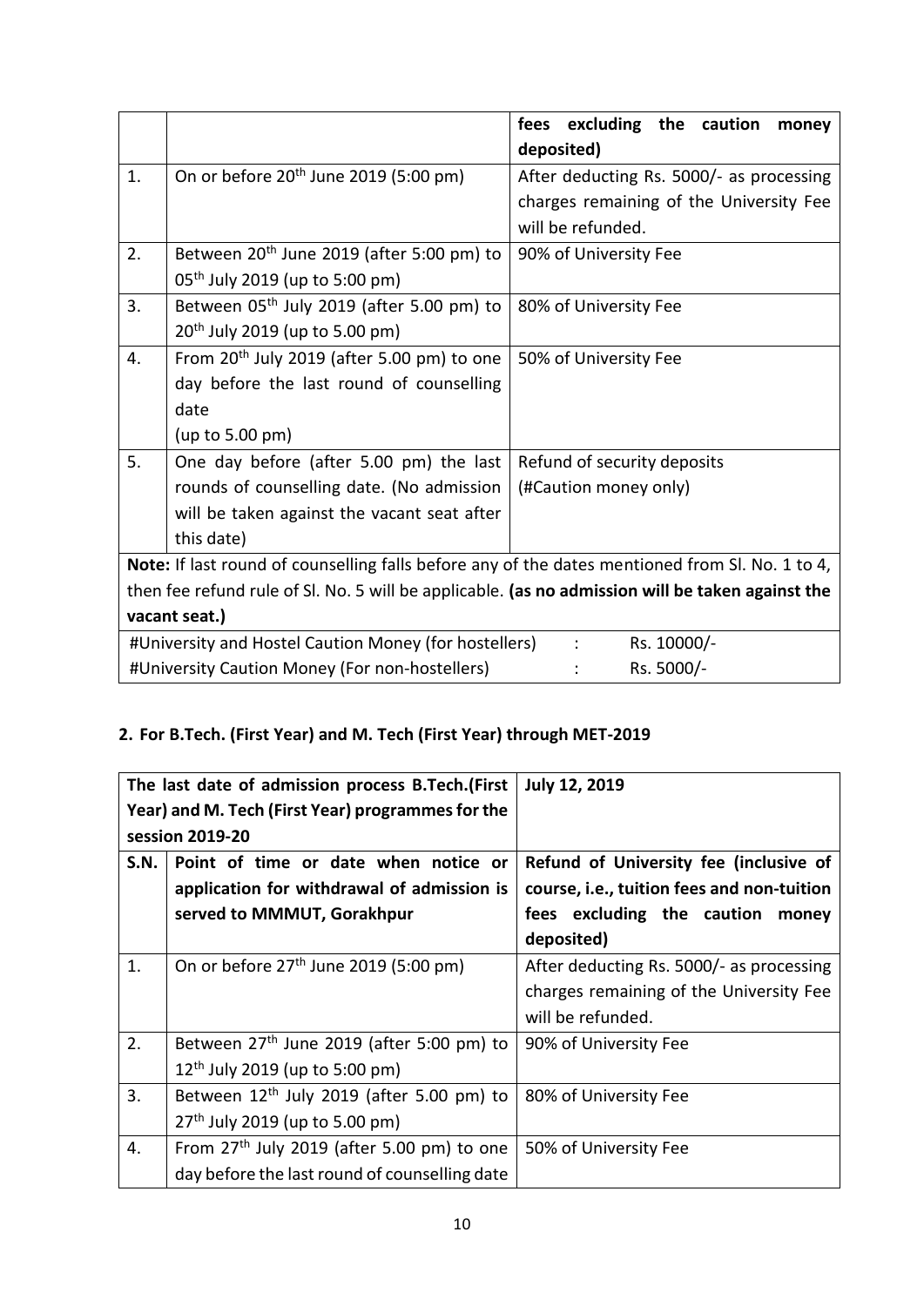| | | fees excluding the caution money deposited) |
|---|---|---|
| 1. | On or before 20th June 2019 (5:00 pm) | After deducting Rs. 5000/- as processing charges remaining of the University Fee will be refunded. |
| 2. | Between 20th June 2019 (after 5:00 pm) to 05th July 2019 (up to 5:00 pm) | 90% of University Fee |
| 3. | Between 05th July 2019 (after 5.00 pm) to 20th July 2019 (up to 5.00 pm) | 80% of University Fee |
| 4. | From 20th July 2019 (after 5.00 pm) to one day before the last round of counselling date (up to 5.00 pm) | 50% of University Fee |
| 5. | One day before (after 5.00 pm) the last rounds of counselling date. (No admission will be taken against the vacant seat after this date) | Refund of security deposits (#Caution money only) |
| **Note:** If last round of counselling falls before any of the dates mentioned from Sl. No. 1 to 4, then fee refund rule of Sl. No. 5 will be applicable. **(as no admission will be taken against the vacant seat.)** | | |
| #University and Hostel Caution Money (for hostellers) | : | Rs. 10000/- |
| #University Caution Money (For non-hostellers) | : | Rs. 5000/- |

## 2. For B.Tech. (First Year) and M. Tech (First Year) through MET-2019

| **The last date of admission process B.Tech.(First Year) and M. Tech (First Year) programmes for the session 2019-20** | | **July 12, 2019** |
|---|---|---|
| **S.N.** | **Point of time or date when notice or application for withdrawal of admission is served to MMMUT, Gorakhpur** | **Refund of University fee (inclusive of course, i.e., tuition fees and non-tuition fees excluding the caution money deposited)** |
| 1. | On or before 27th June 2019 (5:00 pm) | After deducting Rs. 5000/- as processing charges remaining of the University Fee will be refunded. |
| 2. | Between 27th June 2019 (after 5:00 pm) to 12th July 2019 (up to 5:00 pm) | 90% of University Fee |
| 3. | Between 12th July 2019 (after 5.00 pm) to 27th July 2019 (up to 5.00 pm) | 80% of University Fee |
| 4. | From 27th July 2019 (after 5.00 pm) to one day before the last round of counselling date | 50% of University Fee |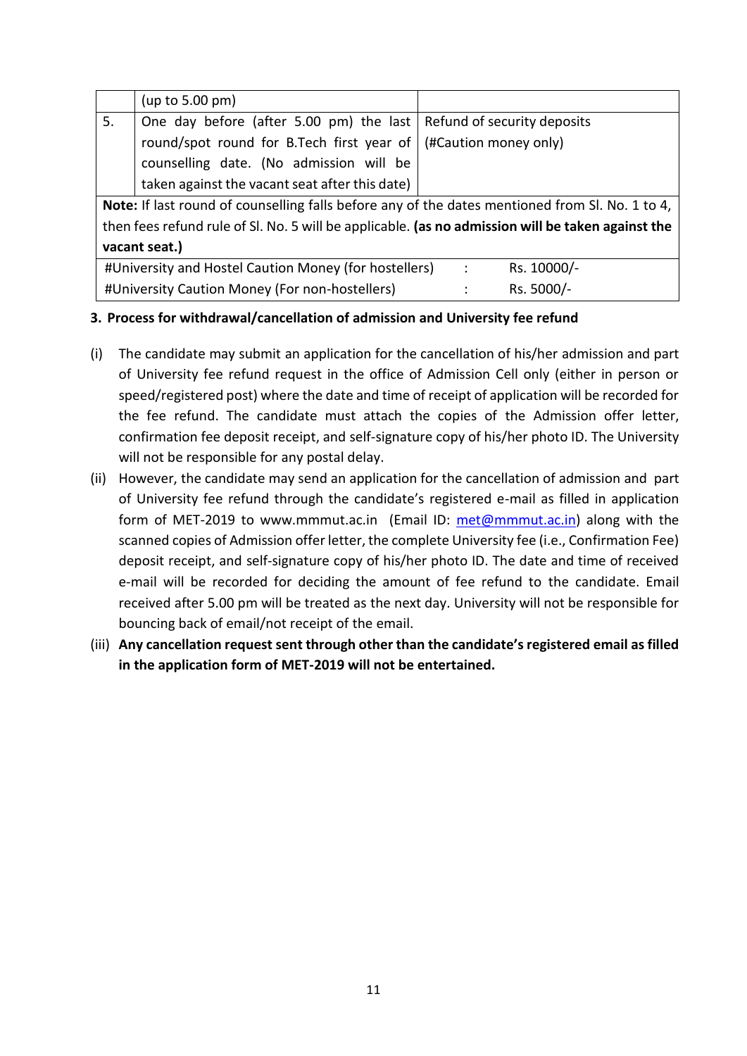| | | |
|---|---|---|
| | (up to 5.00 pm) | |
| 5. | One day before (after 5.00 pm) the last round/spot round for B.Tech first year of counselling date. (No admission will be taken against the vacant seat after this date) | Refund of security deposits (#Caution money only) |
| **Note:** If last round of counselling falls before any of the dates mentioned from Sl. No. 1 to 4, then fees refund rule of Sl. No. 5 will be applicable. **(as no admission will be taken against the vacant seat.)** | | |
| #University and Hostel Caution Money (for hostellers) | : | Rs. 10000/- |
| #University Caution Money (For non-hostellers) | : | Rs. 5000/- |

**3. Process for withdrawal/cancellation of admission and University fee refund**

(i) The candidate may submit an application for the cancellation of his/her admission and part of University fee refund request in the office of Admission Cell only (either in person or speed/registered post) where the date and time of receipt of application will be recorded for the fee refund. The candidate must attach the copies of the Admission offer letter, confirmation fee deposit receipt, and self-signature copy of his/her photo ID. The University will not be responsible for any postal delay.

(ii) However, the candidate may send an application for the cancellation of admission and part of University fee refund through the candidate's registered e-mail as filled in application form of MET-2019 to www.mmmut.ac.in (Email ID: met@mmmut.ac.in) along with the scanned copies of Admission offer letter, the complete University fee (i.e., Confirmation Fee) deposit receipt, and self-signature copy of his/her photo ID. The date and time of received e-mail will be recorded for deciding the amount of fee refund to the candidate. Email received after 5.00 pm will be treated as the next day. University will not be responsible for bouncing back of email/not receipt of the email.

(iii) **Any cancellation request sent through other than the candidate's registered email as filled in the application form of MET-2019 will not be entertained.**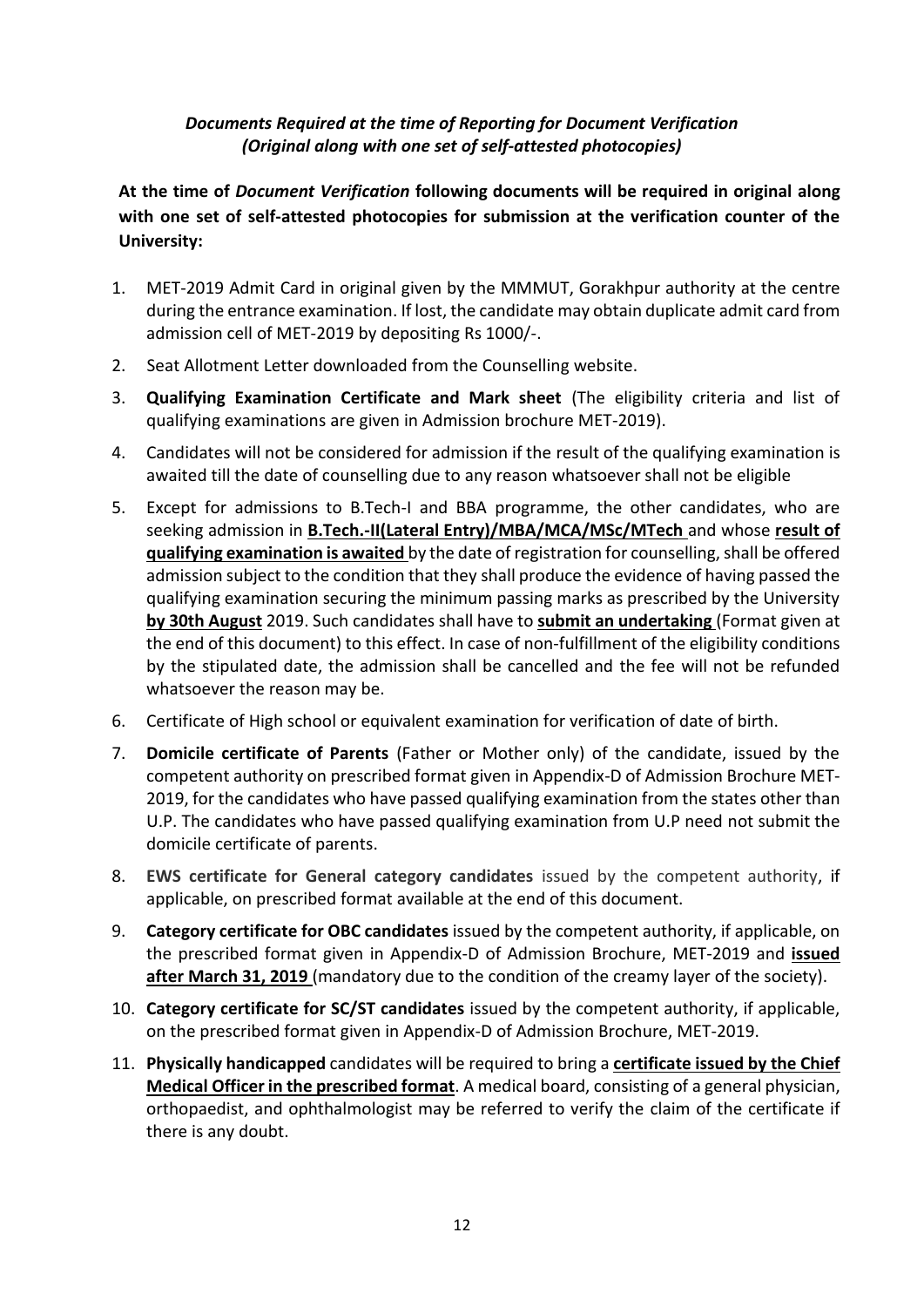*Documents Required at the time of Reporting for Document Verification*
*(Original along with one set of self-attested photocopies)*

**At the time of *Document Verification* following documents will be required in original along with one set of self-attested photocopies for submission at the verification counter of the University:**

1. MET-2019 Admit Card in original given by the MMMUT, Gorakhpur authority at the centre during the entrance examination. If lost, the candidate may obtain duplicate admit card from admission cell of MET-2019 by depositing Rs 1000/-.
2. Seat Allotment Letter downloaded from the Counselling website.
3. **Qualifying Examination Certificate and Mark sheet** (The eligibility criteria and list of qualifying examinations are given in Admission brochure MET-2019).
4. Candidates will not be considered for admission if the result of the qualifying examination is awaited till the date of counselling due to any reason whatsoever shall not be eligible
5. Except for admissions to B.Tech-I and BBA programme, the other candidates, who are seeking admission in **B.Tech.-II(Lateral Entry)/MBA/MCA/MSc/MTech** and whose **result of qualifying examination is awaited** by the date of registration for counselling, shall be offered admission subject to the condition that they shall produce the evidence of having passed the qualifying examination securing the minimum passing marks as prescribed by the University **by 30th August** 2019. Such candidates shall have to **submit an undertaking** (Format given at the end of this document) to this effect. In case of non-fulfillment of the eligibility conditions by the stipulated date, the admission shall be cancelled and the fee will not be refunded whatsoever the reason may be.
6. Certificate of High school or equivalent examination for verification of date of birth.
7. **Domicile certificate of Parents** (Father or Mother only) of the candidate, issued by the competent authority on prescribed format given in Appendix-D of Admission Brochure MET-2019, for the candidates who have passed qualifying examination from the states other than U.P. The candidates who have passed qualifying examination from U.P need not submit the domicile certificate of parents.
8. **EWS certificate for General category candidates** issued by the competent authority, if applicable, on prescribed format available at the end of this document.
9. **Category certificate for OBC candidates** issued by the competent authority, if applicable, on the prescribed format given in Appendix-D of Admission Brochure, MET-2019 and **issued after March 31, 2019** (mandatory due to the condition of the creamy layer of the society).
10. **Category certificate for SC/ST candidates** issued by the competent authority, if applicable, on the prescribed format given in Appendix-D of Admission Brochure, MET-2019.
11. **Physically handicapped** candidates will be required to bring a **certificate issued by the Chief Medical Officer in the prescribed format**. A medical board, consisting of a general physician, orthopaedist, and ophthalmologist may be referred to verify the claim of the certificate if there is any doubt.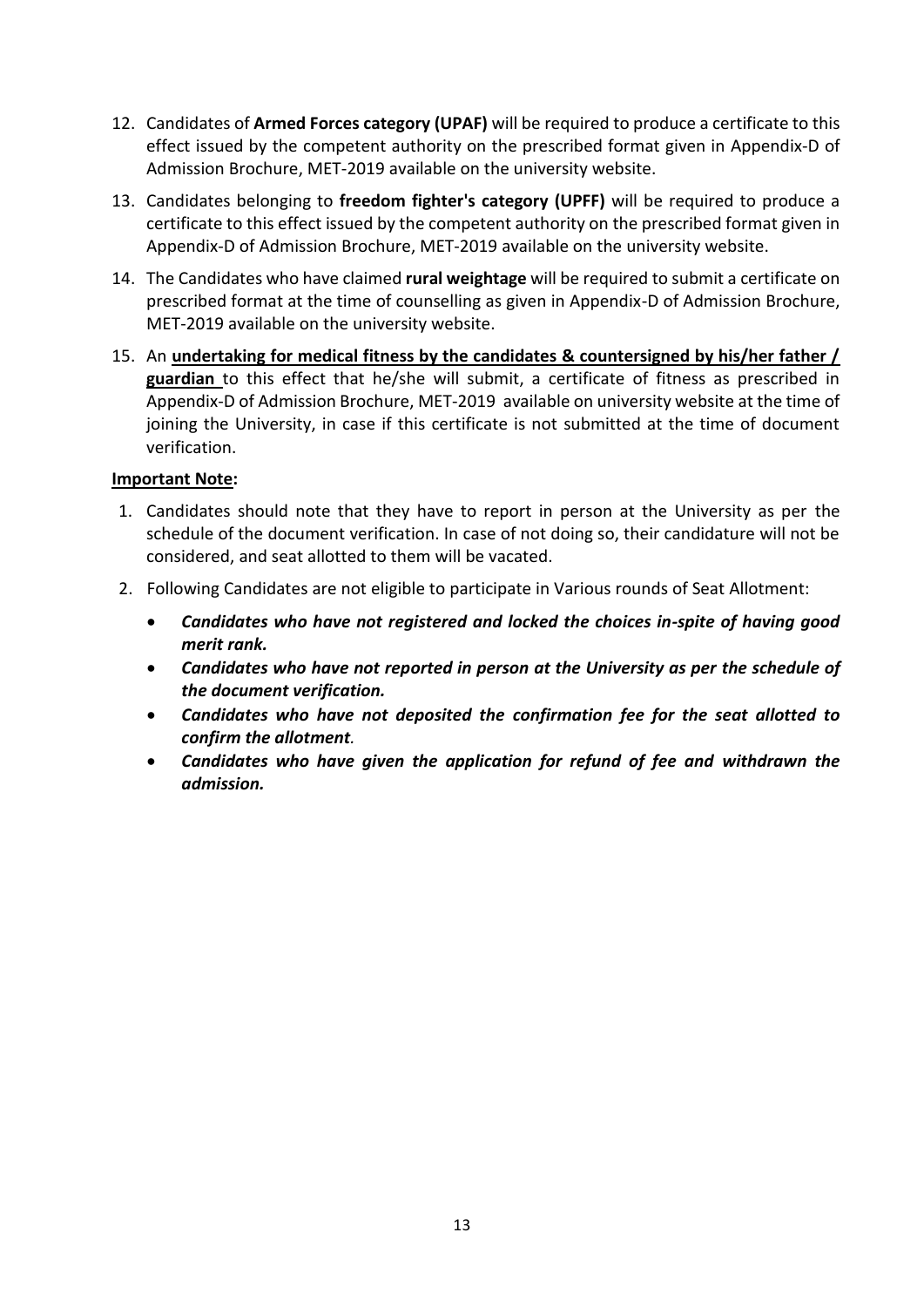12. Candidates of **Armed Forces category (UPAF)** will be required to produce a certificate to this effect issued by the competent authority on the prescribed format given in Appendix-D of Admission Brochure, MET-2019 available on the university website.
13. Candidates belonging to **freedom fighter's category (UPFF)** will be required to produce a certificate to this effect issued by the competent authority on the prescribed format given in Appendix-D of Admission Brochure, MET-2019 available on the university website.
14. The Candidates who have claimed **rural weightage** will be required to submit a certificate on prescribed format at the time of counselling as given in Appendix-D of Admission Brochure, MET-2019 available on the university website.
15. An **<u>undertaking for medical fitness by the candidates & countersigned by his/her father / guardian</u>** to this effect that he/she will submit, a certificate of fitness as prescribed in Appendix-D of Admission Brochure, MET-2019 available on university website at the time of joining the University, in case if this certificate is not submitted at the time of document verification.

**<u>Important Note</u>:**

1. Candidates should note that they have to report in person at the University as per the schedule of the document verification. In case of not doing so, their candidature will not be considered, and seat allotted to them will be vacated.
2. Following Candidates are not eligible to participate in Various rounds of Seat Allotment:
   - ***Candidates who have not registered and locked the choices in-spite of having good merit rank.***
   - ***Candidates who have not reported in person at the University as per the schedule of the document verification.***
   - ***Candidates who have not deposited the confirmation fee for the seat allotted to confirm the allotment.***
   - ***Candidates who have given the application for refund of fee and withdrawn the admission.***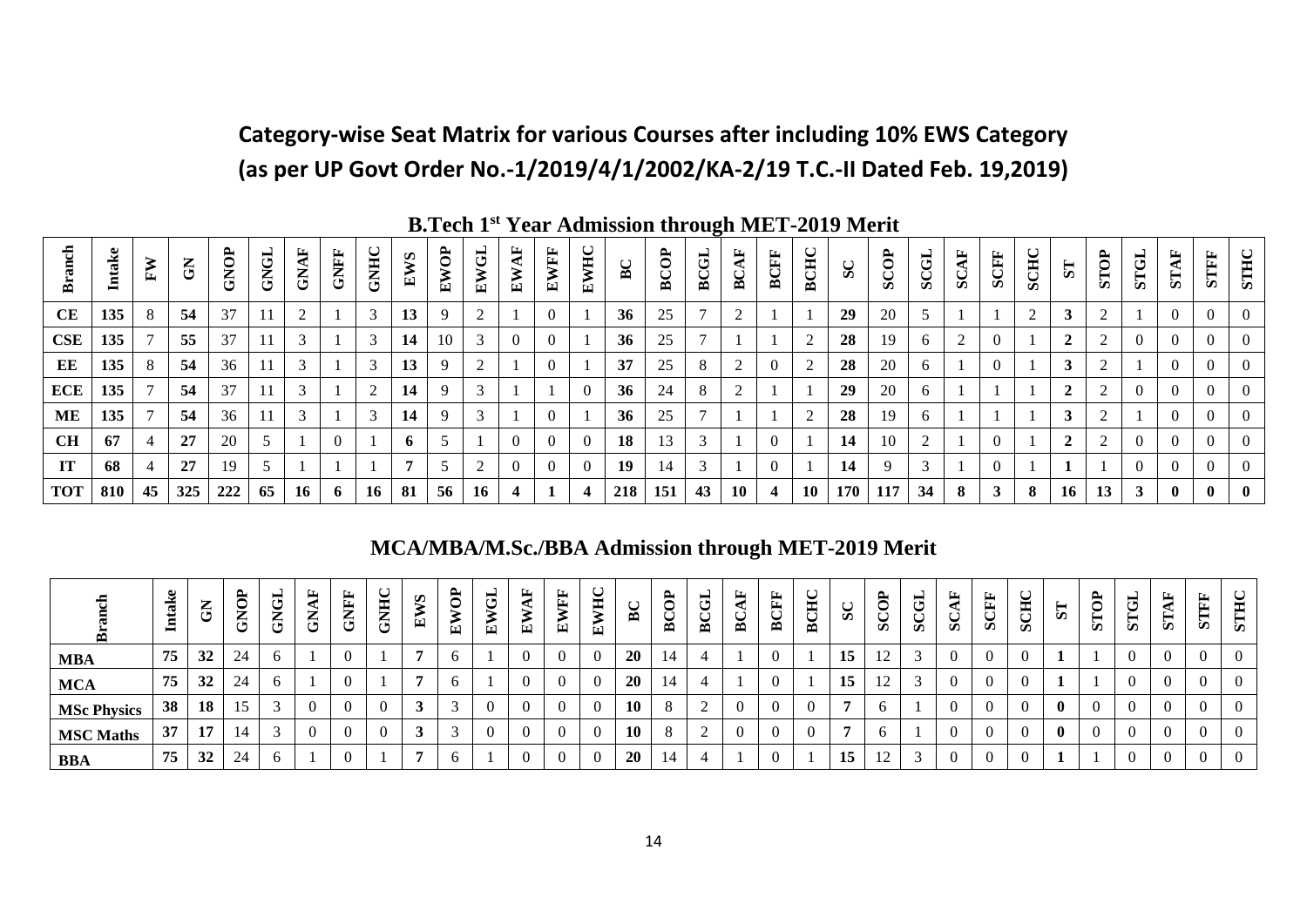## Category-wise Seat Matrix for various Courses after including 10% EWS Category
## (as per UP Govt Order No.-1/2019/4/1/2002/KA-2/19 T.C.-II Dated Feb. 19,2019)

### B.Tech 1st Year Admission through MET-2019 Merit

| Branch | Intake | FW | GN | GNOP | GNGL | GNAF | GNFF | GNHC | EWS | EWOP | EWGL | EWAF | EWFF | EWHC | BC | BCOP | BCGL | BCAF | BCFF | BCHC | SC | SCOP | SCGL | SCAF | SCFF | SCHC | ST | STOP | STGL | STAF | STFF | STHC |
|---|---|---|---|---|---|---|---|---|---|---|---|---|---|---|---|---|---|---|---|---|---|---|---|---|---|---|---|---|---|---|---|---|
| **CE** | **135** | 8 | **54** | 37 | 11 | 2 | 1 | 3 | **13** | 9 | 2 | 1 | 0 | 1 | **36** | 25 | 7 | 2 | 1 | 1 | **29** | 20 | 5 | 1 | 1 | 2 | **3** | 2 | 1 | 0 | 0 | 0 |
| **CSE** | **135** | 7 | **55** | 37 | 11 | 3 | 1 | 3 | **14** | 10 | 3 | 0 | 0 | 1 | **36** | 25 | 7 | 1 | 1 | 2 | **28** | 19 | 6 | 2 | 0 | 1 | **2** | 2 | 0 | 0 | 0 | 0 |
| **EE** | **135** | 8 | **54** | 36 | 11 | 3 | 1 | 3 | **13** | 9 | 2 | 1 | 0 | 1 | **37** | 25 | 8 | 2 | 0 | 2 | **28** | 20 | 6 | 1 | 0 | 1 | **3** | 2 | 1 | 0 | 0 | 0 |
| **ECE** | **135** | 7 | **54** | 37 | 11 | 3 | 1 | 2 | **14** | 9 | 3 | 1 | 1 | 0 | **36** | 24 | 8 | 2 | 1 | 1 | **29** | 20 | 6 | 1 | 1 | 1 | **2** | 2 | 0 | 0 | 0 | 0 |
| **ME** | **135** | 7 | **54** | 36 | 11 | 3 | 1 | 3 | **14** | 9 | 3 | 1 | 0 | 1 | **36** | 25 | 7 | 1 | 1 | 2 | **28** | 19 | 6 | 1 | 1 | 1 | **3** | 2 | 1 | 0 | 0 | 0 |
| **CH** | **67** | 4 | **27** | 20 | 5 | 1 | 0 | 1 | **6** | 5 | 1 | 0 | 0 | 0 | **18** | 13 | 3 | 1 | 0 | 1 | **14** | 10 | 2 | 1 | 0 | 1 | **2** | 2 | 0 | 0 | 0 | 0 |
| **IT** | **68** | 4 | **27** | 19 | 5 | 1 | 1 | 1 | **7** | 5 | 2 | 0 | 0 | 0 | **19** | 14 | 3 | 1 | 0 | 1 | **14** | 9 | 3 | 1 | 0 | 1 | **1** | 1 | 0 | 0 | 0 | 0 |
| **TOT** | **810** | **45** | **325** | **222** | **65** | **16** | **6** | **16** | **81** | **56** | **16** | **4** | **1** | **4** | **218** | **151** | **43** | **10** | **4** | **10** | **170** | **117** | **34** | **8** | **3** | **8** | **16** | **13** | **3** | **0** | **0** | **0** |

### MCA/MBA/M.Sc./BBA Admission through MET-2019 Merit

| Branch | Intake | GN | GNOP | GNGL | GNAF | GNFF | GNHC | EWS | EWOP | EWGL | EWAF | EWFF | EWHC | BC | BCOP | BCGL | BCAF | BCFF | BCHC | SC | SCOP | SCGL | SCAF | SCFF | SCHC | ST | STOP | STGL | STAF | STFF | STHC |
|---|---|---|---|---|---|---|---|---|---|---|---|---|---|---|---|---|---|---|---|---|---|---|---|---|---|---|---|---|---|---|---|
| **MBA** | **75** | **32** | 24 | 6 | 1 | 0 | 1 | **7** | 6 | 1 | 0 | 0 | 0 | **20** | 14 | 4 | 1 | 0 | 1 | **15** | 12 | 3 | 0 | 0 | 0 | **1** | 1 | 0 | 0 | 0 | 0 |
| **MCA** | **75** | **32** | 24 | 6 | 1 | 0 | 1 | **7** | 6 | 1 | 0 | 0 | 0 | **20** | 14 | 4 | 1 | 0 | 1 | **15** | 12 | 3 | 0 | 0 | 0 | **1** | 1 | 0 | 0 | 0 | 0 |
| **MSc Physics** | **38** | **18** | 15 | 3 | 0 | 0 | 0 | **3** | 3 | 0 | 0 | 0 | 0 | **10** | 8 | 2 | 0 | 0 | 0 | **7** | 6 | 1 | 0 | 0 | 0 | **0** | 0 | 0 | 0 | 0 | 0 |
| **MSC Maths** | **37** | **17** | 14 | 3 | 0 | 0 | 0 | **3** | 3 | 0 | 0 | 0 | 0 | **10** | 8 | 2 | 0 | 0 | 0 | **7** | 6 | 1 | 0 | 0 | 0 | **0** | 0 | 0 | 0 | 0 | 0 |
| **BBA** | **75** | **32** | 24 | 6 | 1 | 0 | 1 | **7** | 6 | 1 | 0 | 0 | 0 | **20** | 14 | 4 | 1 | 0 | 1 | **15** | 12 | 3 | 0 | 0 | 0 | **1** | 1 | 0 | 0 | 0 | 0 |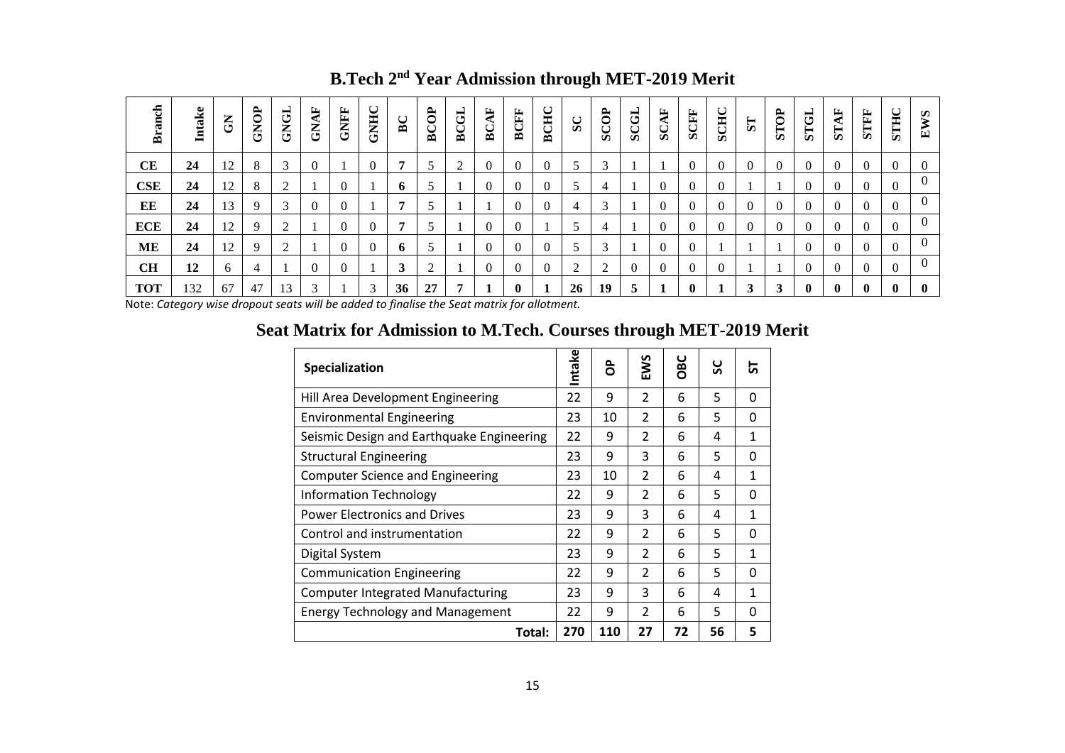## B.Tech 2nd Year Admission through MET-2019 Merit

| Branch | Intake | GN | GNOP | GNGL | GNAF | GNFF | GNHC | BC | BCOP | BCGL | BCAF | BCFF | BCHC | SC | SCOP | SCGL | SCAF | SCFF | SCHC | ST | STOP | STGL | STAF | STFF | STHC | EWS |
|---|---|---|---|---|---|---|---|---|---|---|---|---|---|---|---|---|---|---|---|---|---|---|---|---|---|---|
| **CE** | **24** | 12 | 8 | 3 | 0 | 1 | 0 | **7** | 5 | 2 | 0 | 0 | 0 | 5 | 3 | 1 | 1 | 0 | 0 | 0 | 0 | 0 | 0 | 0 | 0 | 0 |
| **CSE** | **24** | 12 | 8 | 2 | 1 | 0 | 1 | **6** | 5 | 1 | 0 | 0 | 0 | 5 | 4 | 1 | 0 | 0 | 0 | 1 | 1 | 0 | 0 | 0 | 0 | 0 |
| **EE** | **24** | 13 | 9 | 3 | 0 | 0 | 1 | **7** | 5 | 1 | 1 | 0 | 0 | 4 | 3 | 1 | 0 | 0 | 0 | 0 | 0 | 0 | 0 | 0 | 0 | 0 |
| **ECE** | **24** | 12 | 9 | 2 | 1 | 0 | 0 | **7** | 5 | 1 | 0 | 0 | 1 | 5 | 4 | 1 | 0 | 0 | 0 | 0 | 0 | 0 | 0 | 0 | 0 | 0 |
| **ME** | **24** | 12 | 9 | 2 | 1 | 0 | 0 | **6** | 5 | 1 | 0 | 0 | 0 | 5 | 3 | 1 | 0 | 0 | 1 | 1 | 1 | 0 | 0 | 0 | 0 | 0 |
| **CH** | **12** | 6 | 4 | 1 | 0 | 0 | 1 | **3** | 2 | 1 | 0 | 0 | 0 | 2 | 2 | 0 | 0 | 0 | 0 | 1 | 1 | 0 | 0 | 0 | 0 | 0 |
| **TOT** | 132 | 67 | 47 | 13 | 3 | 1 | 3 | **36** | **27** | **7** | **1** | **0** | **1** | **26** | **19** | **5** | **1** | **0** | **1** | **3** | **3** | **0** | **0** | **0** | **0** | **0** |

Note: *Category wise dropout seats will be added to finalise the Seat matrix for allotment.*

## Seat Matrix for Admission to M.Tech. Courses through MET-2019 Merit

| Specialization | Intake | OP | EWS | OBC | SC | ST |
|---|---|---|---|---|---|---|
| Hill Area Development Engineering | 22 | 9 | 2 | 6 | 5 | 0 |
| Environmental Engineering | 23 | 10 | 2 | 6 | 5 | 0 |
| Seismic Design and Earthquake Engineering | 22 | 9 | 2 | 6 | 4 | 1 |
| Structural Engineering | 23 | 9 | 3 | 6 | 5 | 0 |
| Computer Science and Engineering | 23 | 10 | 2 | 6 | 4 | 1 |
| Information Technology | 22 | 9 | 2 | 6 | 5 | 0 |
| Power Electronics and Drives | 23 | 9 | 3 | 6 | 4 | 1 |
| Control and instrumentation | 22 | 9 | 2 | 6 | 5 | 0 |
| Digital System | 23 | 9 | 2 | 6 | 5 | 1 |
| Communication Engineering | 22 | 9 | 2 | 6 | 5 | 0 |
| Computer Integrated Manufacturing | 23 | 9 | 3 | 6 | 4 | 1 |
| Energy Technology and Management | 22 | 9 | 2 | 6 | 5 | 0 |
| **Total:** | **270** | **110** | **27** | **72** | **56** | **5** |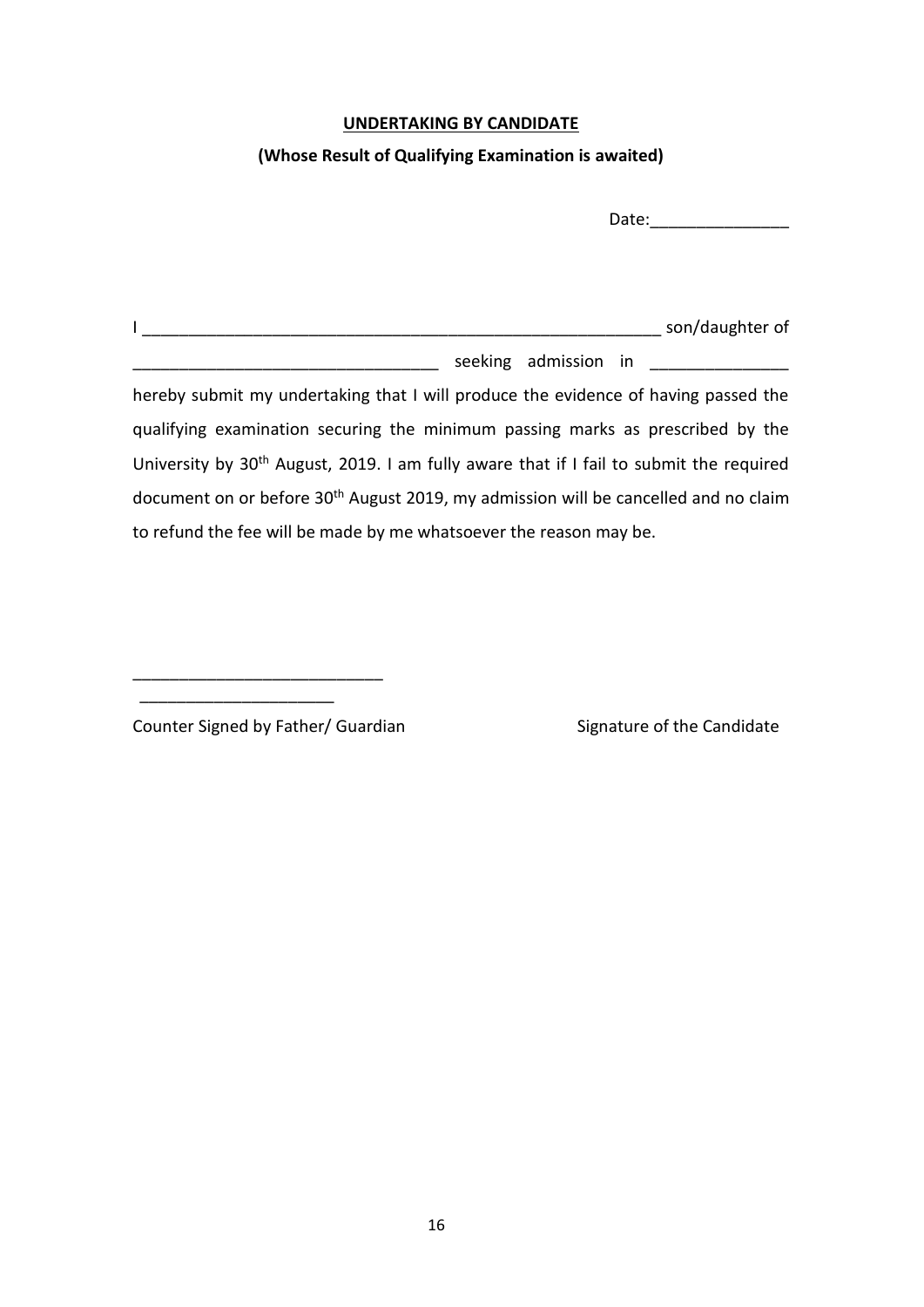**UNDERTAKING BY CANDIDATE**

**(Whose Result of Qualifying Examination is awaited)**

Date:_______________

I __________________________________________________________ son/daughter of __________________________________ seeking admission in _______________ hereby submit my undertaking that I will produce the evidence of having passed the qualifying examination securing the minimum passing marks as prescribed by the University by 30th August, 2019. I am fully aware that if I fail to submit the required document on or before 30th August 2019, my admission will be cancelled and no claim to refund the fee will be made by me whatsoever the reason may be.

___________________________

_____________________

Counter Signed by Father/ Guardian

Signature of the Candidate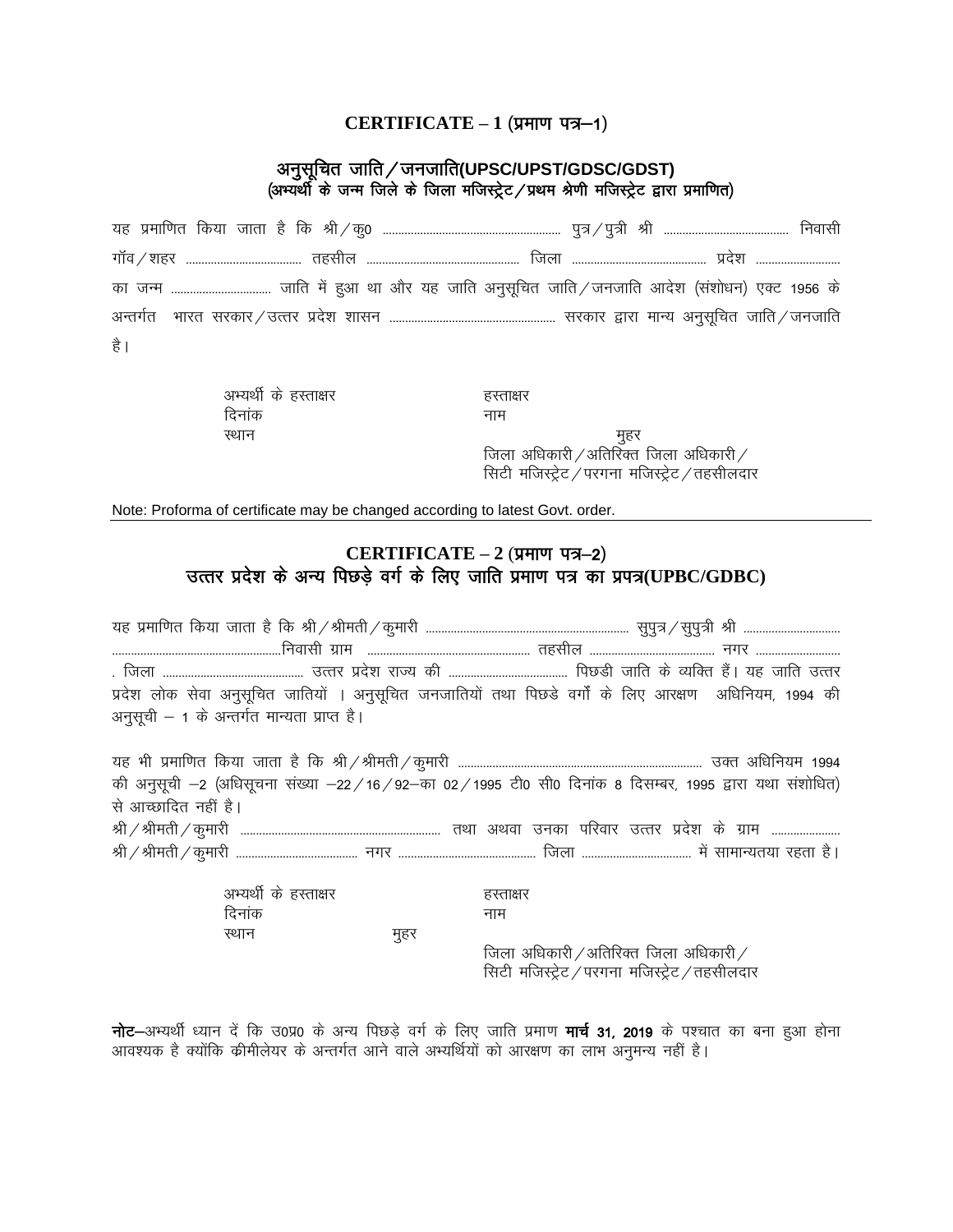## CERTIFICATE – 1 (प्रमाण पत्र–1)

### अनुसूचित जाति / जनजाति(UPSC/UPST/GDSC/GDST)
**(अभ्यर्थी के जन्म जिले के जिला मजिस्ट्रेट / प्रथम श्रेणी मजिस्ट्रेट द्वारा प्रमाणित)**

यह प्रमाणित किया जाता है कि श्री / कु0 ............................................................ पुत्र / पुत्री श्री .......................................... निवासी गॉव / शहर ........................................ तहसील .................................................... जिला ............................................ प्रदेश ............................ का जन्म .................................. जाति में हुआ था और यह जाति अनुसूचित जाति / जनजाति आदेश (संशोधन) एक्ट 1956 के अन्तर्गत भारत सरकार / उत्तर प्रदेश शासन ...................................................... सरकार द्वारा मान्य अनुसूचित जाति / जनजाति है।

अभ्यर्थी के हस्ताक्षर
दिनांक
स्थान

हस्ताक्षर
नाम
मुहर
जिला अधिकारी / अतिरिक्त जिला अधिकारी /
सिटी मजिस्ट्रेट / परगना मजिस्ट्रेट / तहसीलदार

Note: Proforma of certificate may be changed according to latest Govt. order.

---

## CERTIFICATE – 2 (प्रमाण पत्र–2)
## उत्तर प्रदेश के अन्य पिछड़े वर्ग के लिए जाति प्रमाण पत्र का प्रपत्र(UPBC/GDBC)

यह प्रमाणित किया जाता है कि श्री / श्रीमती / कुमारी .................................................................... सुपुत्र / सुपुत्री श्री ................................ ..........................................................निवासी ग्राम ...................................................... तहसील .......................................... नगर ............................ . जिला ............................................... उत्तर प्रदेश राज्य की ........................................ पिछडी जाति के व्यक्ति हैं। यह जाति उत्तर प्रदेश लोक सेवा अनुसूचित जातियों । अनुसूचित जनजातियों तथा पिछडे वर्गों के लिए आरक्षण अधिनियम, 1994 की अनुसूची – 1 के अन्तर्गत मान्यता प्राप्त है।

यह भी प्रमाणित किया जाता है कि श्री / श्रीमती / कुमारी ................................................................................ उक्त अधिनियम 1994 की अनुसूची –2 (अधिसूचना संख्या –22 / 16 / 92–का 02 / 1995 टी0 सी0 दिनांक 8 दिसम्बर, 1995 द्वारा यथा संशोधित) से आच्छादित नहीं है।
श्री / श्रीमती / कुमारी ................................................................... तथा अथवा उनका परिवार उत्तर प्रदेश के ग्राम ....................... श्री / श्रीमती / कुमारी ........................................ नगर ............................................ जिला .................................... में सामान्यतया रहता है।

अभ्यर्थी के हस्ताक्षर
दिनांक
स्थान
मुहर

हस्ताक्षर
नाम
जिला अधिकारी / अतिरिक्त जिला अधिकारी /
सिटी मजिस्ट्रेट / परगना मजिस्ट्रेट / तहसीलदार

**नोट**–अभ्यर्थी ध्यान दें कि उ0प्र0 के अन्य पिछड़े वर्ग के लिए जाति प्रमाण **मार्च 31, 2019** के पश्चात का बना हुआ होना आवश्यक है क्योंकि क्रीमीलेयर के अन्तर्गत आने वाले अभ्यर्थियों को आरक्षण का लाभ अनुमन्य नहीं है।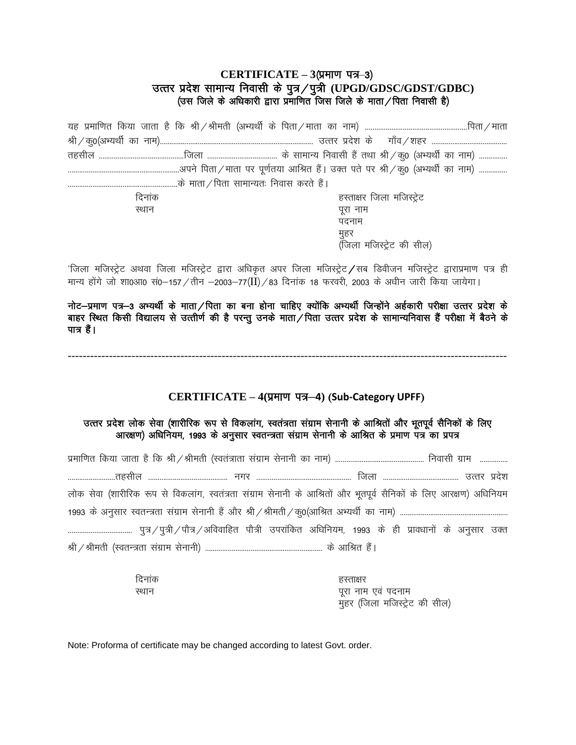## CERTIFICATE – 3(प्रमाण पत्र–3)
### उत्तर प्रदेश सामान्य निवासी के पुत्र/पुत्री (UPGD/GDSC/GDST/GDBC)
### (उस जिले के अधिकारी द्वारा प्रमाणित जिस जिले के माता/पिता निवासी है)

यह प्रमाणित किया जाता है कि श्री/श्रीमती (अभ्यर्थी के पिता/माता का नाम) ........................................................पिता/माता श्री/कु0(अभ्यर्थी का नाम).................................................................................. उत्तर प्रदेश के गाँव/शहर ........................................ तहसील .............................................जिला ..................................... के सामान्य निवासी हैं तथा श्री/कु0 (अभ्यर्थी का नाम) ............... ...........................................................अपने पिता/माता पर पूर्णतया आश्रित हैं। उक्त पते पर श्री/कु0 (अभ्यर्थी का नाम) ............... ...........................................................के माता/पिता सामान्यतः निवास करते हैं।

दिनांक
स्थान

हस्ताक्षर जिला मजिस्ट्रेट
पूरा नाम
पदनाम
मुहर
(जिला मजिस्ट्रेट की सील)

'जिला मजिस्ट्रेट अथवा जिला मजिस्ट्रेट द्वारा अधिकृत अपर जिला मजिस्ट्रेट/सब डिवीजन मजिस्ट्रेट द्वाराप्रमाण पत्र ही मान्य होंगे जो शा0आ0 सं0–157/तीन –2003–77(II)/83 दिनांक 18 फरवरी, 2003 के अधीन जारी किया जायेगा।

**नोट–प्रमाण पत्र–3 अभ्यर्थी के माता/पिता का बना होना चाहिए क्योंकि अभ्यर्थी जिन्होंने अर्हकारी परीक्षा उत्तर प्रदेश के बाहर स्थित किसी विद्यालय से उत्तीर्ण की है परन्तु उनके माता/पिता उत्तर प्रदेश के सामान्यनिवास हैं परीक्षा में बैठने के पात्र हैं।**

---

## CERTIFICATE – 4(प्रमाण पत्र–4) (Sub-Category UPFF)

### उत्तर प्रदेश लोक सेवा (शारीरिक रूप से विकलांग, स्वतंत्रता संग्राम सेनानी के आश्रितों और भूतपूर्व सैनिकों के लिए आरक्षण) अधिनियम, 1993 के अनुसार स्वतन्त्रता संग्राम सेनानी के आश्रित के प्रमाण पत्र का प्रपत्र

प्रमाणित किया जाता है कि श्री/श्रीमती (स्वतंत्राता संग्राम सेनानी का नाम) ................................................ निवासी ग्राम ............... .........................तहसील .......................................... नगर .................................................. जिला ........................................ उत्तर प्रदेश लोक सेवा (शारीरिक रूप से विकलांग, स्वतंत्रता संग्राम सेनानी के आश्रितों और भूतपूर्व सैनिकों के लिए आरक्षण) अधिनियम 1993 के अनुसार स्वतन्त्रता संग्राम सेनानी हैं और श्री/श्रीमती/कु0(आश्रित अभ्यर्थी का नाम) ......................................................... .................................. पुत्र/पुत्री/पौत्र/अविवाहित पौत्री उपरांकित अधिनियम, 1993 के ही प्रावधानों के अनुसार उक्त श्री/श्रीमती (स्वतन्त्रता संग्राम सेनानी) .............................................................. के आश्रित हैं।

दिनांक
स्थान

हस्ताक्षर
पूरा नाम एवं पदनाम
मुहर (जिला मजिस्ट्रेट की सील)

Note: Proforma of certificate may be changed according to latest Govt. order.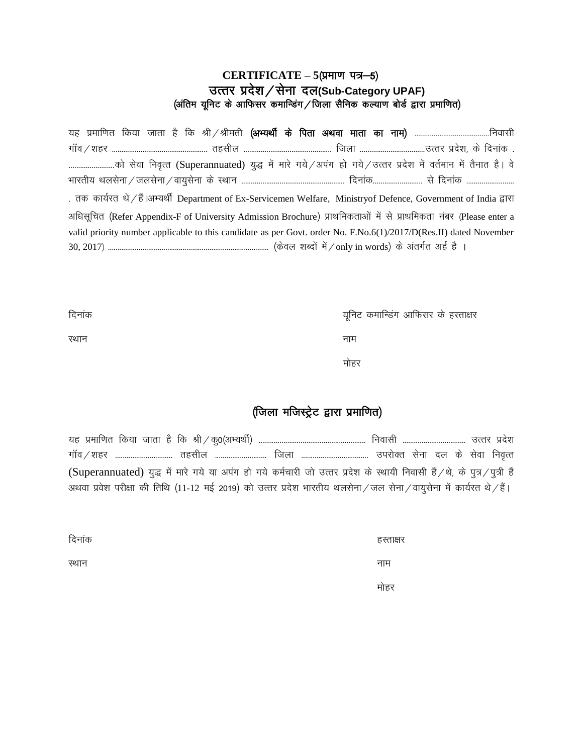# CERTIFICATE – 5(प्रमाण पत्र–5)

## उत्तर प्रदेश/सेना दल(Sub-Category UPAF)

### (अंतिम यूनिट के आफिसर कमान्डिंग/जिला सैनिक कल्याण बोर्ड द्वारा प्रमाणित)

यह प्रमाणित किया जाता है कि श्री/श्रीमती **(अभ्यर्थी के पिता अथवा माता का नाम)** ....................................निवासी गॉव/शहर .................................................. तहसील .............................................. जिला ..................................उत्तर प्रदेश, के दिनांक . .........................को सेवा निवृत्त (Superannuated) युद्ध में मारे गये/अपंग हो गये/उत्तर प्रदेश में वर्तमान में तैनात है। वे भारतीय थलसेना/जलसेना/वायुसेना के स्थान ...................................................... दिनांक.......................... से दिनांक ......................... . तक कार्यरत थे/हैं।अभ्यर्थी Department of Ex-Servicemen Welfare, Ministryof Defence, Government of India द्वारा अधिसूचित (Refer Appendix-F of University Admission Brochure) प्राथमिकताओं में से प्राथमिकता नंबर (Please enter a valid priority number applicable to this candidate as per Govt. order No. F.No.6(1)/2017/D(Res.II) dated November 30, 2017) ..................................................................................... (केवल शब्दों में/only in words) के अंतर्गत अर्ह है ।

दिनांक | यूनिट कमान्डिंग आफिसर के हस्ताक्षर

स्थान | नाम

मोहर

## (जिला मजिस्ट्रेट द्वारा प्रमाणित)

यह प्रमाणित किया जाता है कि श्री/कु0(अभ्यर्थी) ......................................................... निवासी ................................ उत्तर प्रदेश गॉव/शहर ............................ तहसील ......................... जिला .................................. उपरोक्त सेना दल के सेवा निवृत्त (Superannuated) युद्ध में मारे गये या अपंग हो गये कर्मचारी जो उत्तर प्रदेश के स्थायी निवासी हैं/थे, के पुत्र/पुत्री हैं अथवा प्रवेश परीक्षा की तिथि (11-12 मई 2019) को उत्तर प्रदेश भारतीय थलसेना/जल सेना/वायुसेना में कार्यरत थे/हैं।

दिनांक | हस्ताक्षर

स्थान | नाम

मोहर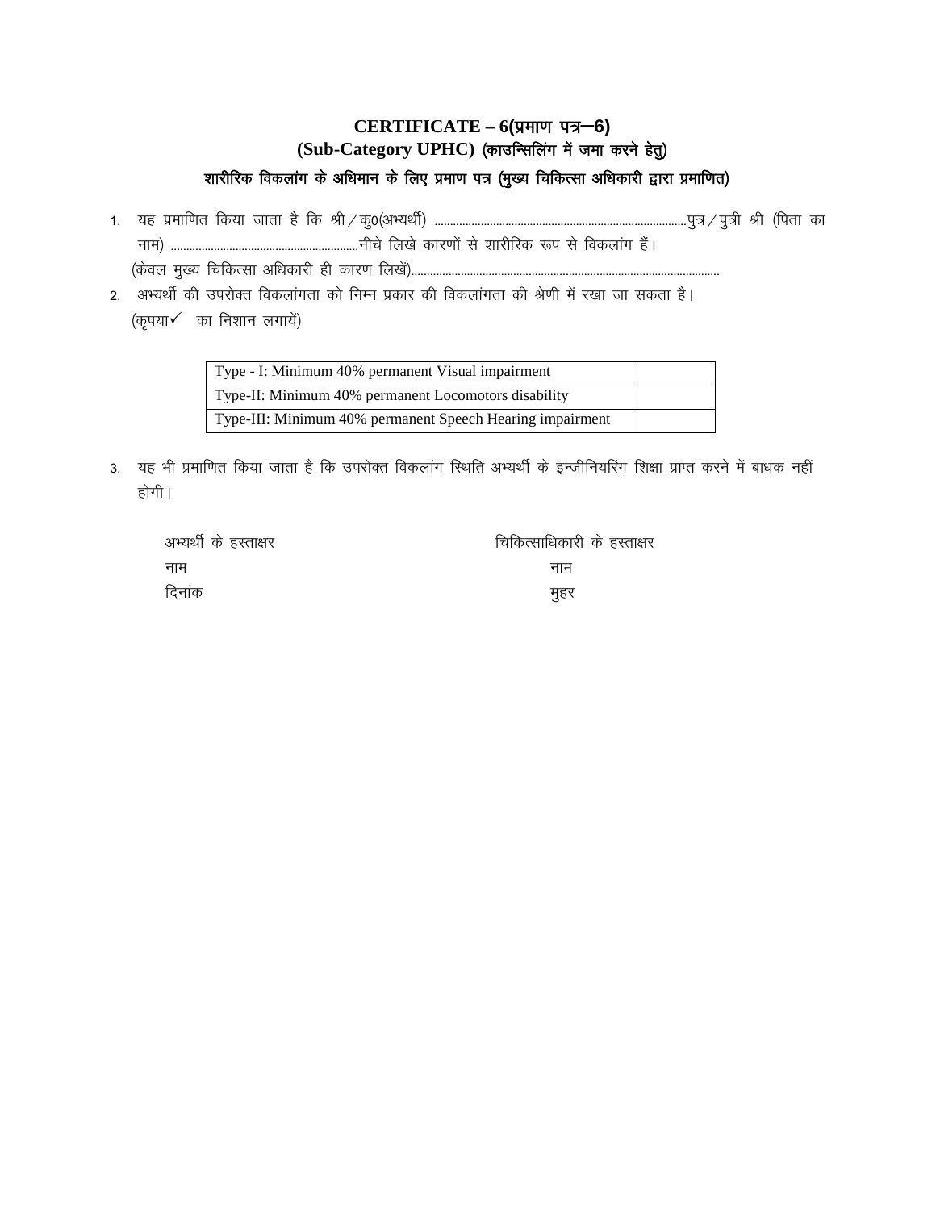# CERTIFICATE – 6(प्रमाण पत्र–6)
## (Sub-Category UPHC) (काउन्सिलिंग में जमा करने हेतु)
### शारीरिक विकलांग के अधिमान के लिए प्रमाण पत्र (मुख्य चिकित्सा अधिकारी द्वारा प्रमाणित)

1. यह प्रमाणित किया जाता है कि श्री/कु0(अभ्यर्थी) ..................................................................................पुत्र/पुत्री श्री (पिता का नाम) ..............................................................नीचे लिखे कारणों से शारीरिक रूप से विकलांग हैं।
   (केवल मुख्य चिकित्सा अधिकारी ही कारण लिखें)...................................................................................................
2. अभ्यर्थी की उपरोक्त विकलांगता को निम्न प्रकार की विकलांगता की श्रेणी में रखा जा सकता है।
   (कृपया✓ का निशान लगायें)

| Type - I: Minimum 40% permanent Visual impairment | |
|---|---|
| Type-II: Minimum 40% permanent Locomotors disability | |
| Type-III: Minimum 40% permanent Speech Hearing impairment | |

3. यह भी प्रमाणित किया जाता है कि उपरोक्त विकलांग स्थिति अभ्यर्थी के इन्जीनियरिंग शिक्षा प्राप्त करने में बाधक नहीं होगी।

अभ्यर्थी के हस्ताक्षर
नाम
दिनांक

चिकित्साधिकारी के हस्ताक्षर
नाम
मुहर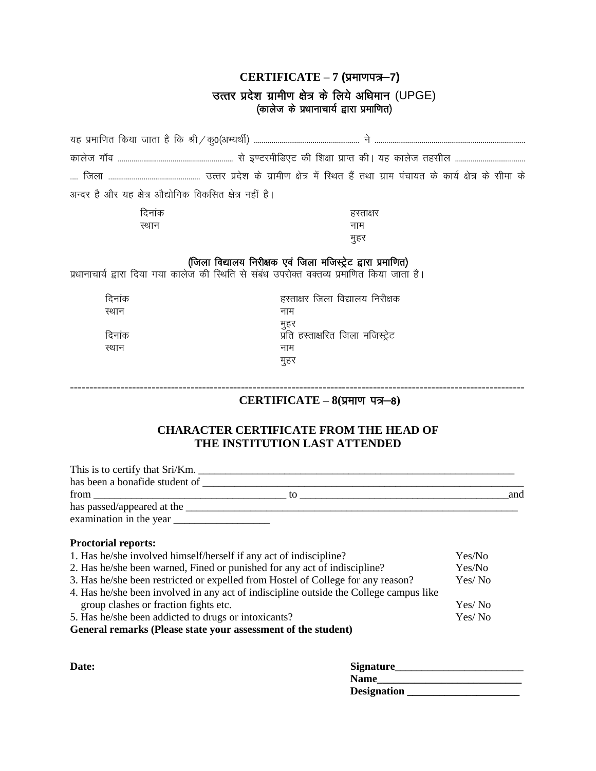## CERTIFICATE – 7 (प्रमाणपत्र–7)

### उत्तर प्रदेश ग्रामीण क्षेत्र के लिये अधिमान (UPGE)

**(कालेज के प्रधानाचार्य द्वारा प्रमाणित)**

यह प्रमाणित किया जाता है कि श्री / कु0(अभ्यर्थी) ........................................................ ने ............................................................................... कालेज गॉव ............................................................ से इण्टरमीडिएट की शिक्षा प्राप्त की। यह कालेज तहसील ....................................... जिला ................................................ उत्तर प्रदेश के ग्रामीण क्षेत्र में स्थित हैं तथा ग्राम पंचायत के कार्य क्षेत्र के सीमा के अन्दर है और यह क्षेत्र औद्योगिक विकसित क्षेत्र नहीं है।

दिनांक | हस्ताक्षर
स्थान | नाम
| मुहर

**(जिला विद्यालय निरीक्षक एवं जिला मजिस्ट्रेट द्वारा प्रमाणित)**

प्रधानाचार्य द्वारा दिया गया कालेज की स्थिति से संबंध उपरोक्त वक्तव्य प्रमाणित किया जाता है।

दिनांक | हस्ताक्षर जिला विद्यालय निरीक्षक
स्थान | नाम
| मुहर

दिनांक | प्रति हस्ताक्षरित जिला मजिस्ट्रेट
स्थान | नाम
| मुहर

---

## CERTIFICATE – 8(प्रमाण पत्र–8)

### CHARACTER CERTIFICATE FROM THE HEAD OF THE INSTITUTION LAST ATTENDED

This is to certify that Sri/Km. ____________________________________________________________
has been a bonafide student of ______________________________________________________________
from ____________________________________ to ________________________________________and
has passed/appeared at the __________________________________________________________________
examination in the year __________________

**Proctorial reports:**

1. Has he/she involved himself/herself if any act of indiscipline? Yes/No
2. Has he/she been warned, Fined or punished for any act of indiscipline? Yes/No
3. Has he/she been restricted or expelled from Hostel of College for any reason? Yes/ No
4. Has he/she been involved in any act of indiscipline outside the College campus like group clashes or fraction fights etc. Yes/ No
5. Has he/she been addicted to drugs or intoxicants? Yes/ No

**General remarks (Please state your assessment of the student)**

**Date:**

**Signature________________________**
**Name___________________________**
**Designation _____________________**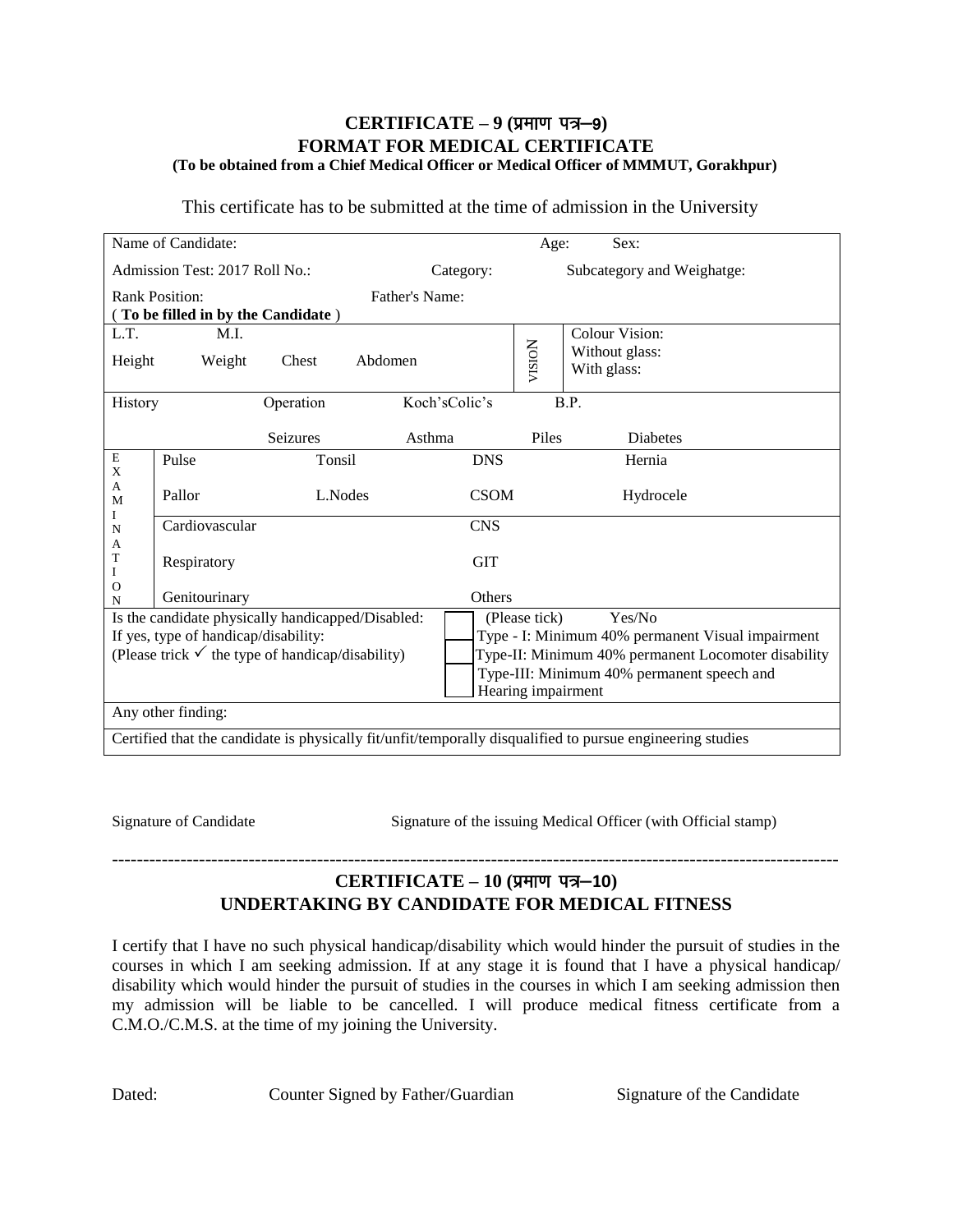## CERTIFICATE – 9 (प्रमाण पत्र–9)
## FORMAT FOR MEDICAL CERTIFICATE
**(To be obtained from a Chief Medical Officer or Medical Officer of MMMUT, Gorakhpur)**

This certificate has to be submitted at the time of admission in the University

| | | | | | |
|---|---|---|---|---|---|
| Name of Candidate: | | | Age: | Sex: | |
| Admission Test: 2017 Roll No.: | | Category: | Subcategory and Weighatge: | | |
| Rank Position: | | Father's Name: | | | |
| **( To be filled in by the Candidate )** | | | | | |
| L.T. | M.I. | | | VISION | Colour Vision: |
| Height | Weight | Chest | Abdomen | | Without glass: With glass: |
| History | Operation | Koch'sColic's | B.P. | | |
| | Seizures | Asthma | Piles | Diabetes | |
| EXAMINATION | Pulse | Tonsil | DNS | Hernia | |
| | Pallor | L.Nodes | CSOM | Hydrocele | |
| | Cardiovascular | | CNS | | |
| | Respiratory | | GIT | | |
| | Genitourinary | | Others | | |
| Is the candidate physically handicapped/Disabled: | | | (Please tick) Yes/No | | |
| If yes, type of handicap/disability: | | | Type - I: Minimum 40% permanent Visual impairment | | |
| (Please trick ✓ the type of handicap/disability) | | | Type-II: Minimum 40% permanent Locomoter disability | | |
| | | | Type-III: Minimum 40% permanent speech and Hearing impairment | | |
| Any other finding: | | | | | |
| Certified that the candidate is physically fit/unfit/temporally disqualified to pursue engineering studies | | | | | |

Signature of Candidate    Signature of the issuing Medical Officer (with Official stamp)

---

## CERTIFICATE – 10 (प्रमाण पत्र–10)
## UNDERTAKING BY CANDIDATE FOR MEDICAL FITNESS

I certify that I have no such physical handicap/disability which would hinder the pursuit of studies in the courses in which I am seeking admission. If at any stage it is found that I have a physical handicap/ disability which would hinder the pursuit of studies in the courses in which I am seeking admission then my admission will be liable to be cancelled. I will produce medical fitness certificate from a C.M.O./C.M.S. at the time of my joining the University.

Dated:    Counter Signed by Father/Guardian    Signature of the Candidate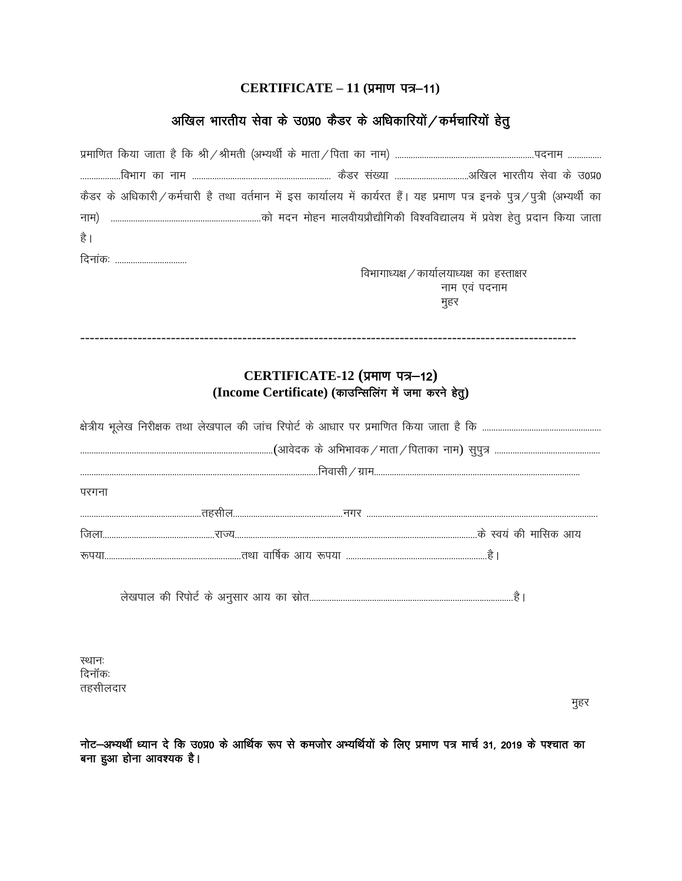## CERTIFICATE – 11 (प्रमाण पत्र–11)

## अखिल भारतीय सेवा के उ0प्र0 कैडर के अधिकारियों / कर्मचारियों हेतु

प्रमाणित किया जाता है कि श्री / श्रीमती (अभ्यर्थी के माता / पिता का नाम) ............................................................पदनाम ............... ..................विभाग का नाम ............................................................ कैडर संख्या ................................अखिल भारतीय सेवा के उ0प्र0 कैडर के अधिकारी / कर्मचारी है तथा वर्तमान में इस कार्यालय में कार्यरत हैं। यह प्रमाण पत्र इनके पुत्र / पुत्री (अभ्यर्थी का नाम) ..................................................................को मदन मोहन मालवीयप्रौद्यौगिकी विश्वविद्यालय में प्रवेश हेतु प्रदान किया जाता है।

दिनांकः ................................

विभागाध्यक्ष / कार्यालयाध्यक्ष का हस्ताक्षर
नाम एवं पदनाम
मुहर

---

## CERTIFICATE-12 (प्रमाण पत्र–12)
## (Income Certificate) (काउन्सिलिंग में जमा करने हेतु)

क्षेत्रीय भूलेख निरीक्षक तथा लेखपाल की जांच रिपोर्ट के आधार पर प्रमाणित किया जाता है कि .................................................... .....................................................................................(आवेदक के अभिभावक / माता / पिताका नाम) सुपुत्र ............................................... ..........................................................................................................निवासी / ग्राम.......................................................................................... परगना ......................................................तहसील................................................नगर ...................................................................................................... जिला.................................................राज्य.........................................................................................................के स्वयं की मासिक आय रूपया............................................................तथा वार्षिक आय रूपया ..............................................................है।

लेखपाल की रिपोर्ट के अनुसार आय का स्रोत.........................................................................................है।

स्थानः
दिनॉकः
तहसीलदार

मुहर

**नोट–अभ्यर्थी ध्यान दे कि उ0प्र0 के आर्थिक रूप से कमजोर अभ्यर्थियों के लिए प्रमाण पत्र मार्च 31, 2019 के पश्चात का बना हुआ होना आवश्यक है।**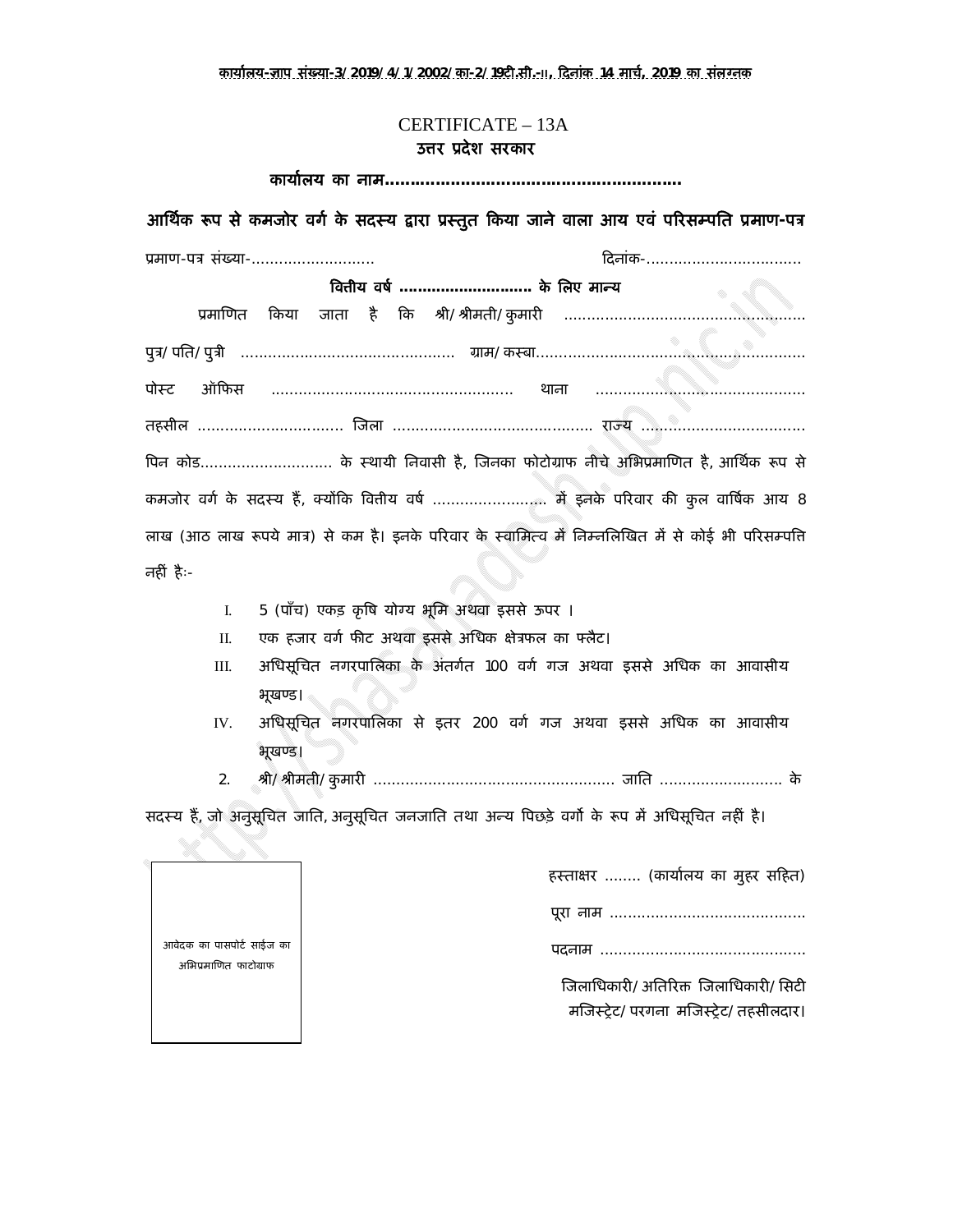कार्यालय-ज्ञाप संख्या-3/2019/4/1/2002/का-2/19टी.सी.-II, दिनांक 14 मार्च, 2019 का संलग्नक

CERTIFICATE – 13A

**उत्तर प्रदेश सरकार**

**कार्यालय का नाम...........................................................**

**आर्थिक रूप से कमजोर वर्ग के सदस्य द्वारा प्रस्तुत किया जाने वाला आय एवं परिसम्पति प्रमाण-पत्र**

प्रमाण-पत्र संख्या-........................... दिनांक-.................................

**वित्तीय वर्ष ............................ के लिए मान्य**

प्रमाणित किया जाता है कि श्री/श्रीमती/कुमारी .................................................... पुत्र/पति/पुत्री ............................................. ग्राम/कस्बा........................................................... पोस्ट ऑफिस .................................................... थाना ............................................. तहसील ................................ जिला ........................................... राज्य .................................. पिन कोड............................ के स्थायी निवासी है, जिनका फोटोग्राफ नीचे अभिप्रमाणित है, आर्थिक रूप से कमजोर वर्ग के सदस्य हैं, क्योंकि वित्तीय वर्ष ......................... में इनके परिवार की कुल वार्षिक आय 8 लाख (आठ लाख रूपये मात्र) से कम है। इनके परिवार के स्वामित्व में निम्नलिखित में से कोई भी परिसम्पत्ति नहीं हैः-

I. 5 (पाँच) एकड़ कृषि योग्य भूमि अथवा इससे ऊपर ।
II. एक हजार वर्ग फीट अथवा इससे अधिक क्षेत्रफल का फ्लैट।
III. अधिसूचित नगरपालिका के अंतर्गत 100 वर्ग गज अथवा इससे अधिक का आवासीय भूखण्ड।
IV. अधिसूचित नगरपालिका से इतर 200 वर्ग गज अथवा इससे अधिक का आवासीय भूखण्ड।

2. श्री/श्रीमती/कुमारी .................................................... जाति ........................... के सदस्य हैं, जो अनुसूचित जाति, अनुसूचित जनजाति तथा अन्य पिछड़े वर्गो के रूप में अधिसूचित नहीं है।

आवेदक का पासपोर्ट साईज का अभिप्रमाणित फोटोग्राफ

हस्ताक्षर ........ (कार्यालय का मुहर सहित)

पूरा नाम ..........................................

पदनाम ............................................

जिलाधिकारी/अतिरिक्त जिलाधिकारी/सिटी मजिस्ट्रेट/परगना मजिस्ट्रेट/तहसीलदार।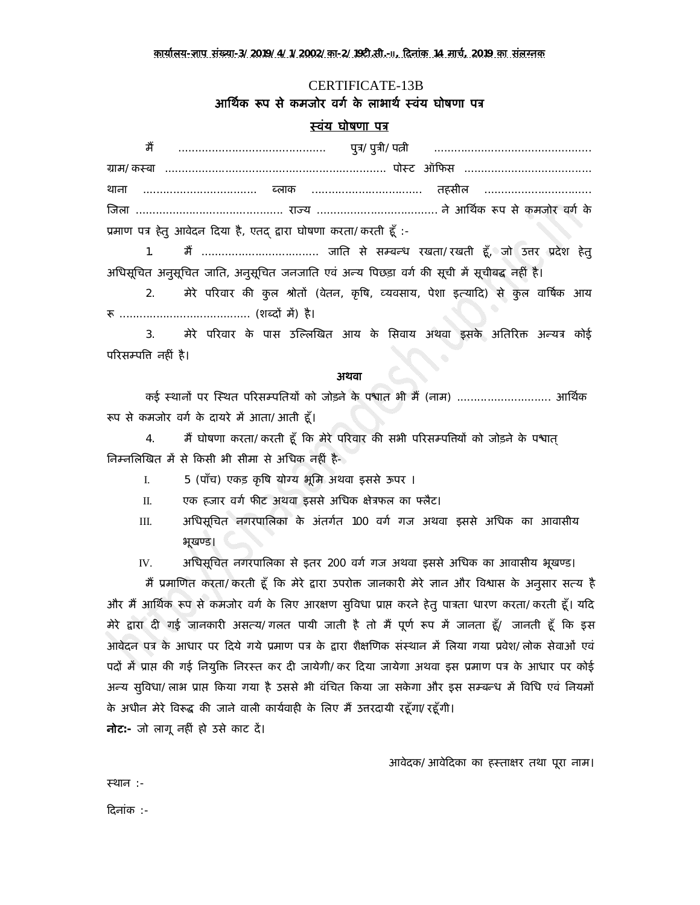कार्यालय-ज्ञाप संख्या-3/ 2019/ 4/ 1/ 2002/ का-2/ 19टी.सी.-II, दिनांक 14 मार्च, 2019 का संलग्नक

# CERTIFICATE-13B

## आर्थिक रूप से कमजोर वर्ग के लाभार्थ स्वंय घोषणा पत्र

### स्वंय घोषणा पत्र

मैं ........................................... पुत्र/ पुत्री/ पत्नी .............................................. ग्राम/ कस्बा .................................................................. पोस्ट ऑफिस ...................................... थाना ................................ ब्लाक ............................... तहसील .............................. जिला .......................................... राज्य ................................... ने आर्थिक रूप से कमजोर वर्ग के प्रमाण पत्र हेतु आवेदन दिया है, एतद् द्वारा घोषणा करता/ करती हूँ :-

1. मैं ................................. जाति से सम्बन्ध रखता/ रखती हूँ, जो उत्तर प्रदेश हेतु अधिसूचित अनुसूचित जाति, अनुसूचित जनजाति एवं अन्य पिछड़ा वर्ग की सूची में सूचीबद्ध नहीं है।

2. मेरे परिवार की कुल श्रोतों (वेतन, कृषि, व्यवसाय, पेशा इत्यादि) से कुल वार्षिक आय रू ...................................... (शब्दों में) है।

3. मेरे परिवार के पास उल्लिखित आय के सिवाय अथवा इसके अतिरिक्त अन्यत्र कोई परिसम्पत्ति नहीं है।

**अथवा**

कई स्थानों पर स्थित परिसम्पतियों को जोड़ने के पश्चात भी मैं (नाम) ........................... आर्थिक रूप से कमजोर वर्ग के दायरे में आता/ आती हूँ।

4. मैं घोषणा करता/ करती हूँ कि मेरे परिवार की सभी परिसम्पत्तियों को जोड़ने के पश्चात् निम्नलिखित में से किसी भी सीमा से अधिक नहीं है-

   I. 5 (पाँच) एकड़ कृषि योग्य भूमि अथवा इससे ऊपर ।
   II. एक हजार वर्ग फीट अथवा इससे अधिक क्षेत्रफल का फ्लैट।
   III. अधिसूचित नगरपालिका के अंतर्गत 100 वर्ग गज अथवा इससे अधिक का आवासीय भूखण्ड।
   IV. अधिसूचित नगरपालिका से इतर 200 वर्ग गज अथवा इससे अधिक का आवासीय भूखण्ड।

मैं प्रमाणित करता/ करती हूँ कि मेरे द्वारा उपरोक्त जानकारी मेरे ज्ञान और विश्वास के अनुसार सत्य है और मैं आर्थिक रूप से कमजोर वर्ग के लिए आरक्षण सुविधा प्राप्त करने हेतु पात्रता धारण करता/ करती हूँ। यदि मेरे द्वारा दी गई जानकारी असत्य/ गलत पायी जाती है तो मैं पूर्ण रूप में जानता हूँ/ जानती हूँ कि इस आवेदन पत्र के आधार पर दिये गये प्रमाण पत्र के द्वारा शैक्षणिक संस्थान में लिया गया प्रवेश/ लोक सेवाओं एवं पदों में प्राप्त की गई नियुक्ति निरस्त कर दी जायेगी/ कर दिया जायेगा अथवा इस प्रमाण पत्र के आधार पर कोई अन्य सुविधा/ लाभ प्राप्त किया गया है उससे भी वंचित किया जा सकेगा और इस सम्बन्ध में विधि एवं नियमों के अधीन मेरे विरूद्ध की जाने वाली कार्यवाही के लिए मैं उत्तरदायी रहूँगा/ रहूँगी।

**नोटः-** जो लागू नहीं हो उसे काट दें।

आवेदक/ आवेदिका का हस्ताक्षर तथा पूरा नाम।

स्थान :-

दिनांक :-